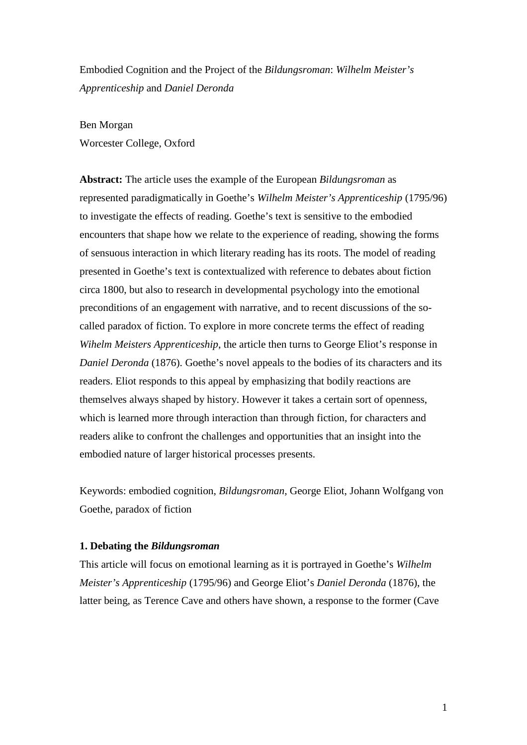Embodied Cognition and the Project of the *Bildungsroman*: *Wilhelm Meister's Apprenticeship* and *Daniel Deronda*

Ben Morgan

Worcester College, Oxford

**Abstract:** The article uses the example of the European *Bildungsroman* as represented paradigmatically in Goethe's *Wilhelm Meister's Apprenticeship* (1795/96) to investigate the effects of reading. Goethe's text is sensitive to the embodied encounters that shape how we relate to the experience of reading, showing the forms of sensuous interaction in which literary reading has its roots. The model of reading presented in Goethe's text is contextualized with reference to debates about fiction circa 1800, but also to research in developmental psychology into the emotional preconditions of an engagement with narrative, and to recent discussions of the so-called paradox of fiction. To explore in more concrete terms the effect of reading *Wihelm Meisters Apprenticeship*, the article then turns to George Eliot's response in *Daniel Deronda* (1876). Goethe's novel appeals to the bodies of its characters and its readers. Eliot responds to this appeal by emphasizing that bodily reactions are themselves always shaped by history. However it takes a certain sort of openness, which is learned more through interaction than through fiction, for characters and readers alike to confront the challenges and opportunities that an insight into the embodied nature of larger historical processes presents.

Keywords: embodied cognition, *Bildungsroman*, George Eliot, Johann Wolfgang von Goethe, paradox of fiction

## 1. Debating the *Bildungsroman*

This article will focus on emotional learning as it is portrayed in Goethe's *Wilhelm Meister's Apprenticeship* (1795/96) and George Eliot's *Daniel Deronda* (1876), the latter being, as Terence Cave and others have shown, a response to the former (Cave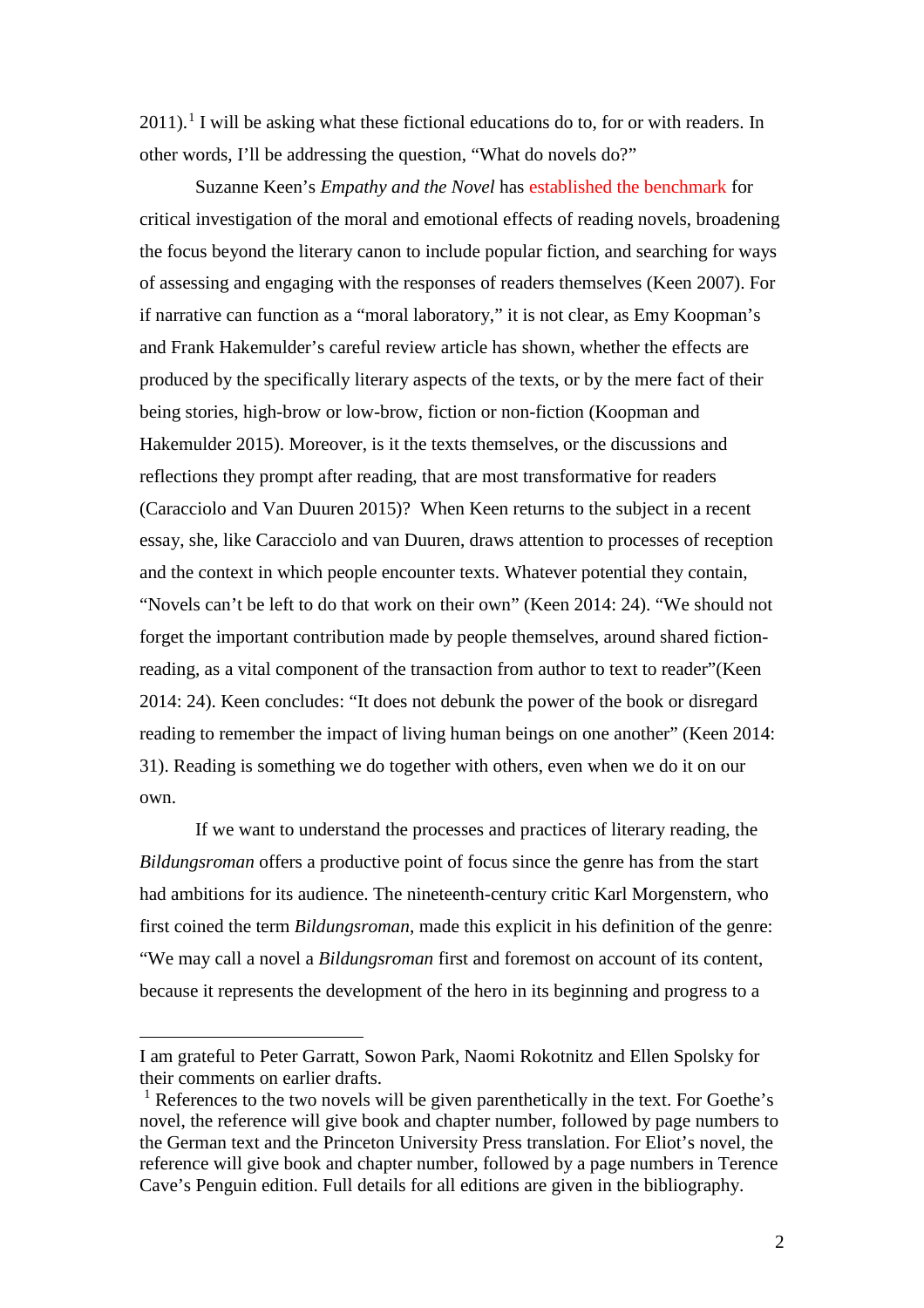2011).[1] I will be asking what these fictional educations do to, for or with readers. In other words, I'll be addressing the question, "What do novels do?"

Suzanne Keen's *Empathy and the Novel* has established the benchmark for critical investigation of the moral and emotional effects of reading novels, broadening the focus beyond the literary canon to include popular fiction, and searching for ways of assessing and engaging with the responses of readers themselves (Keen 2007). For if narrative can function as a "moral laboratory," it is not clear, as Emy Koopman's and Frank Hakemulder's careful review article has shown, whether the effects are produced by the specifically literary aspects of the texts, or by the mere fact of their being stories, high-brow or low-brow, fiction or non-fiction (Koopman and Hakemulder 2015). Moreover, is it the texts themselves, or the discussions and reflections they prompt after reading, that are most transformative for readers (Caracciolo and Van Duuren 2015)? When Keen returns to the subject in a recent essay, she, like Caracciolo and van Duuren, draws attention to processes of reception and the context in which people encounter texts. Whatever potential they contain, "Novels can't be left to do that work on their own" (Keen 2014: 24). "We should not forget the important contribution made by people themselves, around shared fiction-reading, as a vital component of the transaction from author to text to reader"(Keen 2014: 24). Keen concludes: "It does not debunk the power of the book or disregard reading to remember the impact of living human beings on one another" (Keen 2014: 31). Reading is something we do together with others, even when we do it on our own.

If we want to understand the processes and practices of literary reading, the *Bildungsroman* offers a productive point of focus since the genre has from the start had ambitions for its audience. The nineteenth-century critic Karl Morgenstern, who first coined the term *Bildungsroman*, made this explicit in his definition of the genre: "We may call a novel a *Bildungsroman* first and foremost on account of its content, because it represents the development of the hero in its beginning and progress to a

---

I am grateful to Peter Garratt, Sowon Park, Naomi Rokotnitz and Ellen Spolsky for their comments on earlier drafts.

[1] References to the two novels will be given parenthetically in the text. For Goethe's novel, the reference will give book and chapter number, followed by page numbers to the German text and the Princeton University Press translation. For Eliot's novel, the reference will give book and chapter number, followed by a page numbers in Terence Cave's Penguin edition. Full details for all editions are given in the bibliography.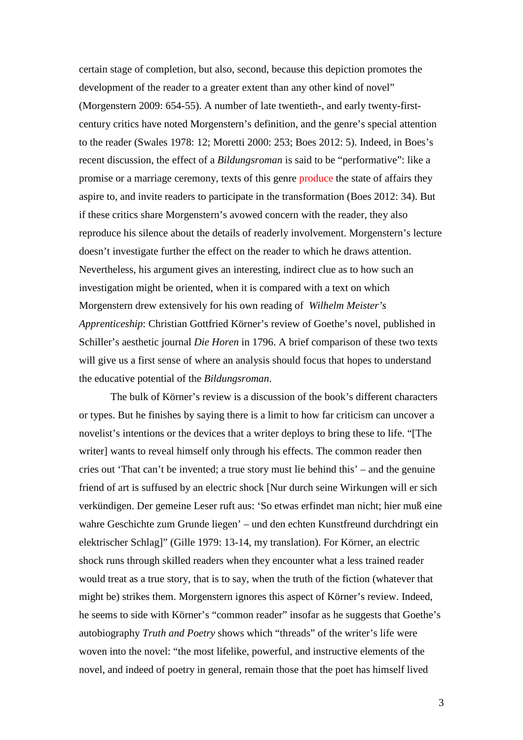certain stage of completion, but also, second, because this depiction promotes the development of the reader to a greater extent than any other kind of novel" (Morgenstern 2009: 654-55). A number of late twentieth-, and early twenty-first-century critics have noted Morgenstern's definition, and the genre's special attention to the reader (Swales 1978: 12; Moretti 2000: 253; Boes 2012: 5). Indeed, in Boes's recent discussion, the effect of a *Bildungsroman* is said to be "performative": like a promise or a marriage ceremony, texts of this genre produce the state of affairs they aspire to, and invite readers to participate in the transformation (Boes 2012: 34). But if these critics share Morgenstern's avowed concern with the reader, they also reproduce his silence about the details of readerly involvement. Morgenstern's lecture doesn't investigate further the effect on the reader to which he draws attention. Nevertheless, his argument gives an interesting, indirect clue as to how such an investigation might be oriented, when it is compared with a text on which Morgenstern drew extensively for his own reading of *Wilhelm Meister's Apprenticeship*: Christian Gottfried Körner's review of Goethe's novel, published in Schiller's aesthetic journal *Die Horen* in 1796. A brief comparison of these two texts will give us a first sense of where an analysis should focus that hopes to understand the educative potential of the *Bildungsroman*.

The bulk of Körner's review is a discussion of the book's different characters or types. But he finishes by saying there is a limit to how far criticism can uncover a novelist's intentions or the devices that a writer deploys to bring these to life. "[The writer] wants to reveal himself only through his effects. The common reader then cries out 'That can't be invented; a true story must lie behind this' – and the genuine friend of art is suffused by an electric shock [Nur durch seine Wirkungen will er sich verkündigen. Der gemeine Leser ruft aus: 'So etwas erfindet man nicht; hier muß eine wahre Geschichte zum Grunde liegen' – und den echten Kunstfreund durchdringt ein elektrischer Schlag]" (Gille 1979: 13-14, my translation). For Körner, an electric shock runs through skilled readers when they encounter what a less trained reader would treat as a true story, that is to say, when the truth of the fiction (whatever that might be) strikes them. Morgenstern ignores this aspect of Körner's review. Indeed, he seems to side with Körner's "common reader" insofar as he suggests that Goethe's autobiography *Truth and Poetry* shows which "threads" of the writer's life were woven into the novel: "the most lifelike, powerful, and instructive elements of the novel, and indeed of poetry in general, remain those that the poet has himself lived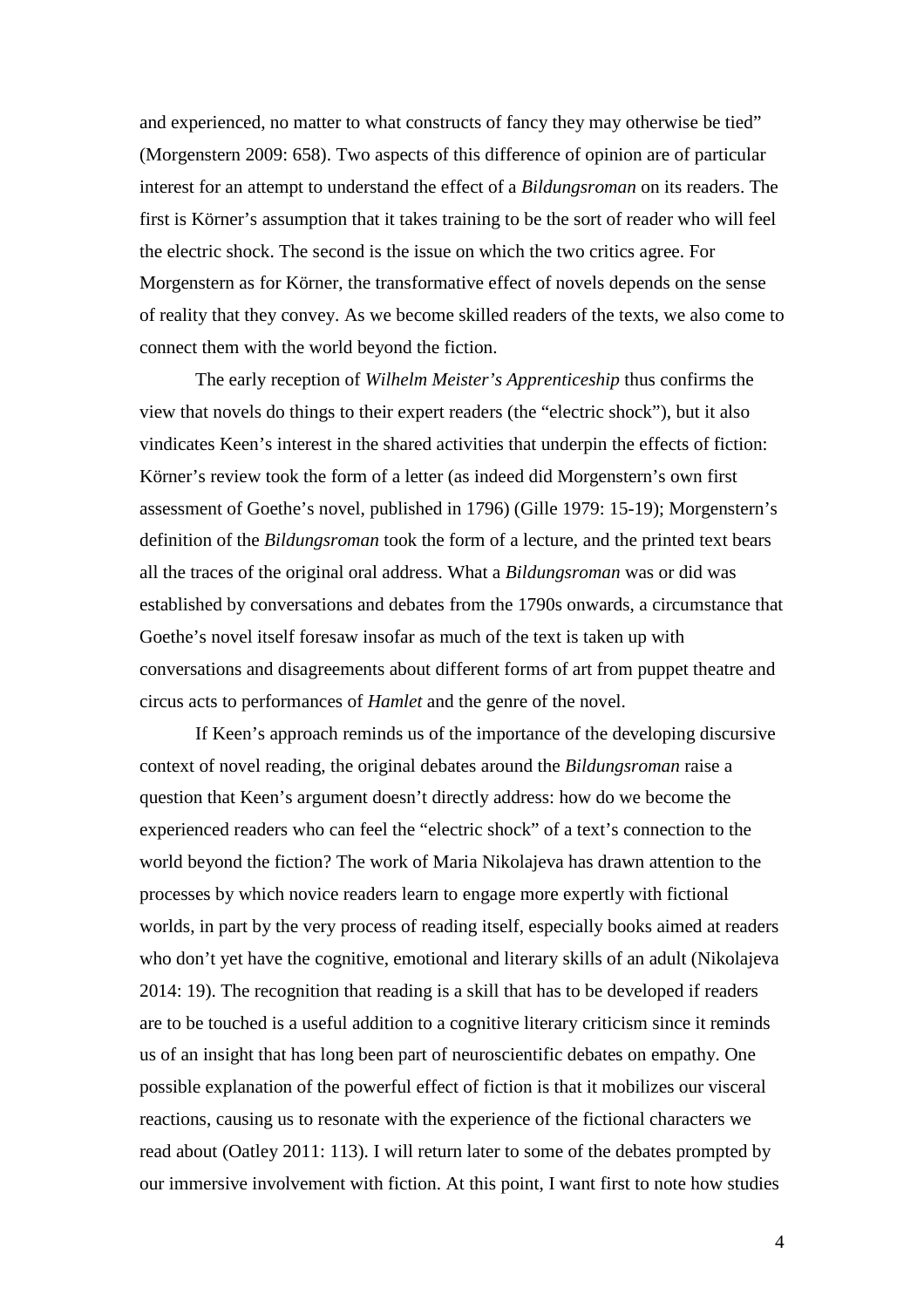and experienced, no matter to what constructs of fancy they may otherwise be tied" (Morgenstern 2009: 658). Two aspects of this difference of opinion are of particular interest for an attempt to understand the effect of a *Bildungsroman* on its readers. The first is Körner's assumption that it takes training to be the sort of reader who will feel the electric shock. The second is the issue on which the two critics agree. For Morgenstern as for Körner, the transformative effect of novels depends on the sense of reality that they convey. As we become skilled readers of the texts, we also come to connect them with the world beyond the fiction.

The early reception of *Wilhelm Meister's Apprenticeship* thus confirms the view that novels do things to their expert readers (the "electric shock"), but it also vindicates Keen's interest in the shared activities that underpin the effects of fiction: Körner's review took the form of a letter (as indeed did Morgenstern's own first assessment of Goethe's novel, published in 1796) (Gille 1979: 15-19); Morgenstern's definition of the *Bildungsroman* took the form of a lecture, and the printed text bears all the traces of the original oral address. What a *Bildungsroman* was or did was established by conversations and debates from the 1790s onwards, a circumstance that Goethe's novel itself foresaw insofar as much of the text is taken up with conversations and disagreements about different forms of art from puppet theatre and circus acts to performances of *Hamlet* and the genre of the novel.

If Keen's approach reminds us of the importance of the developing discursive context of novel reading, the original debates around the *Bildungsroman* raise a question that Keen's argument doesn't directly address: how do we become the experienced readers who can feel the "electric shock" of a text's connection to the world beyond the fiction? The work of Maria Nikolajeva has drawn attention to the processes by which novice readers learn to engage more expertly with fictional worlds, in part by the very process of reading itself, especially books aimed at readers who don't yet have the cognitive, emotional and literary skills of an adult (Nikolajeva 2014: 19). The recognition that reading is a skill that has to be developed if readers are to be touched is a useful addition to a cognitive literary criticism since it reminds us of an insight that has long been part of neuroscientific debates on empathy. One possible explanation of the powerful effect of fiction is that it mobilizes our visceral reactions, causing us to resonate with the experience of the fictional characters we read about (Oatley 2011: 113). I will return later to some of the debates prompted by our immersive involvement with fiction. At this point, I want first to note how studies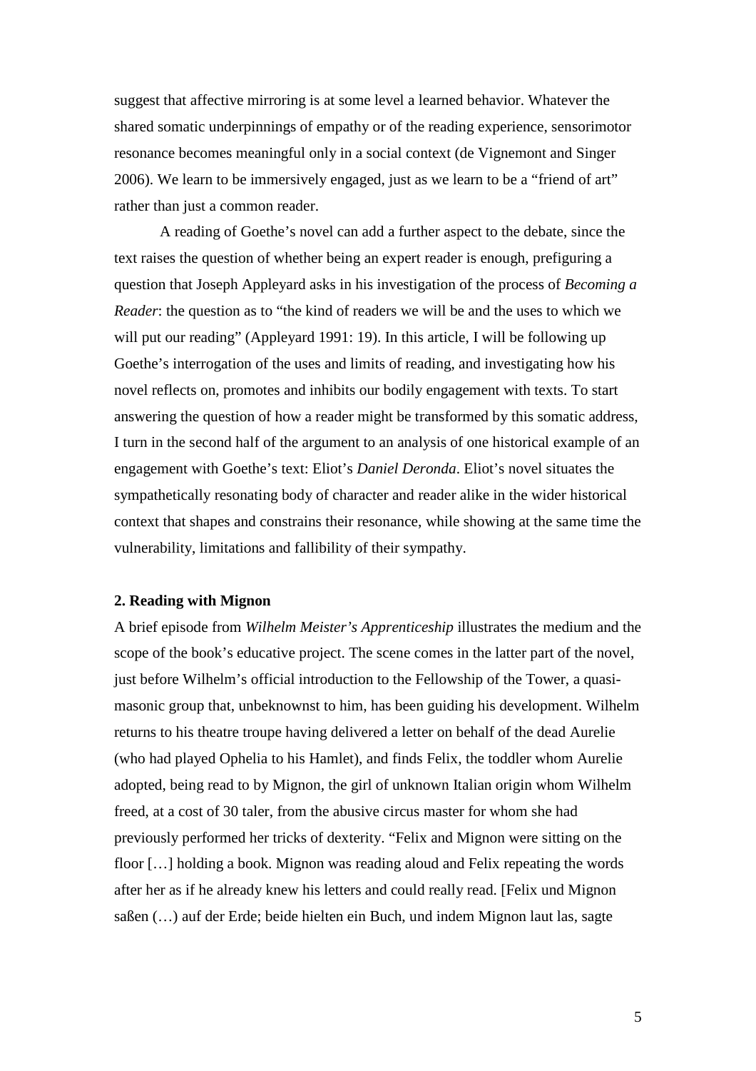suggest that affective mirroring is at some level a learned behavior. Whatever the shared somatic underpinnings of empathy or of the reading experience, sensorimotor resonance becomes meaningful only in a social context (de Vignemont and Singer 2006). We learn to be immersively engaged, just as we learn to be a "friend of art" rather than just a common reader.

A reading of Goethe's novel can add a further aspect to the debate, since the text raises the question of whether being an expert reader is enough, prefiguring a question that Joseph Appleyard asks in his investigation of the process of *Becoming a Reader*: the question as to "the kind of readers we will be and the uses to which we will put our reading" (Appleyard 1991: 19). In this article, I will be following up Goethe's interrogation of the uses and limits of reading, and investigating how his novel reflects on, promotes and inhibits our bodily engagement with texts. To start answering the question of how a reader might be transformed by this somatic address, I turn in the second half of the argument to an analysis of one historical example of an engagement with Goethe's text: Eliot's *Daniel Deronda*. Eliot's novel situates the sympathetically resonating body of character and reader alike in the wider historical context that shapes and constrains their resonance, while showing at the same time the vulnerability, limitations and fallibility of their sympathy.

## 2. Reading with Mignon

A brief episode from *Wilhelm Meister's Apprenticeship* illustrates the medium and the scope of the book's educative project. The scene comes in the latter part of the novel, just before Wilhelm's official introduction to the Fellowship of the Tower, a quasi-masonic group that, unbeknownst to him, has been guiding his development. Wilhelm returns to his theatre troupe having delivered a letter on behalf of the dead Aurelie (who had played Ophelia to his Hamlet), and finds Felix, the toddler whom Aurelie adopted, being read to by Mignon, the girl of unknown Italian origin whom Wilhelm freed, at a cost of 30 taler, from the abusive circus master for whom she had previously performed her tricks of dexterity. "Felix and Mignon were sitting on the floor […] holding a book. Mignon was reading aloud and Felix repeating the words after her as if he already knew his letters and could really read. [Felix und Mignon saßen (…) auf der Erde; beide hielten ein Buch, und indem Mignon laut las, sagte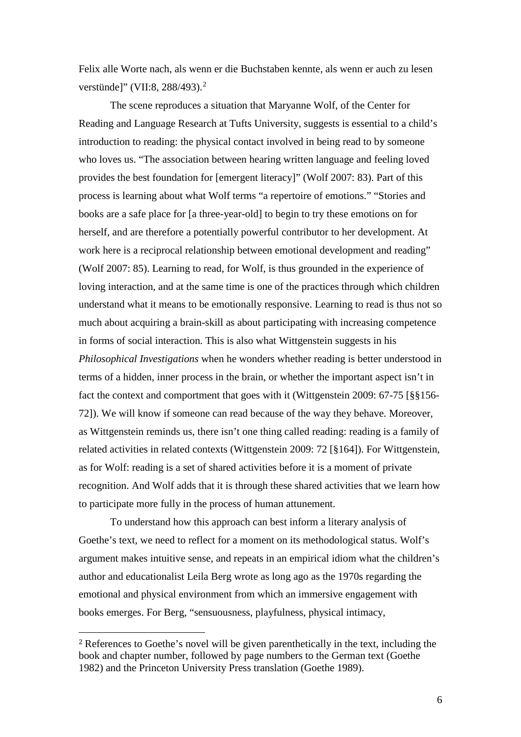Felix alle Worte nach, als wenn er die Buchstaben kennte, als wenn er auch zu lesen verstünde]" (VII:8, 288/493).[2]

The scene reproduces a situation that Maryanne Wolf, of the Center for Reading and Language Research at Tufts University, suggests is essential to a child's introduction to reading: the physical contact involved in being read to by someone who loves us. "The association between hearing written language and feeling loved provides the best foundation for [emergent literacy]" (Wolf 2007: 83). Part of this process is learning about what Wolf terms "a repertoire of emotions." "Stories and books are a safe place for [a three-year-old] to begin to try these emotions on for herself, and are therefore a potentially powerful contributor to her development. At work here is a reciprocal relationship between emotional development and reading" (Wolf 2007: 85). Learning to read, for Wolf, is thus grounded in the experience of loving interaction, and at the same time is one of the practices through which children understand what it means to be emotionally responsive. Learning to read is thus not so much about acquiring a brain-skill as about participating with increasing competence in forms of social interaction. This is also what Wittgenstein suggests in his *Philosophical Investigations* when he wonders whether reading is better understood in terms of a hidden, inner process in the brain, or whether the important aspect isn't in fact the context and comportment that goes with it (Wittgenstein 2009: 67-75 [§§156-72]). We will know if someone can read because of the way they behave. Moreover, as Wittgenstein reminds us, there isn't one thing called reading: reading is a family of related activities in related contexts (Wittgenstein 2009: 72 [§164]). For Wittgenstein, as for Wolf: reading is a set of shared activities before it is a moment of private recognition. And Wolf adds that it is through these shared activities that we learn how to participate more fully in the process of human attunement.

To understand how this approach can best inform a literary analysis of Goethe's text, we need to reflect for a moment on its methodological status. Wolf's argument makes intuitive sense, and repeats in an empirical idiom what the children's author and educationalist Leila Berg wrote as long ago as the 1970s regarding the emotional and physical environment from which an immersive engagement with books emerges. For Berg, "sensuousness, playfulness, physical intimacy,

---

[2] References to Goethe's novel will be given parenthetically in the text, including the book and chapter number, followed by page numbers to the German text (Goethe 1982) and the Princeton University Press translation (Goethe 1989).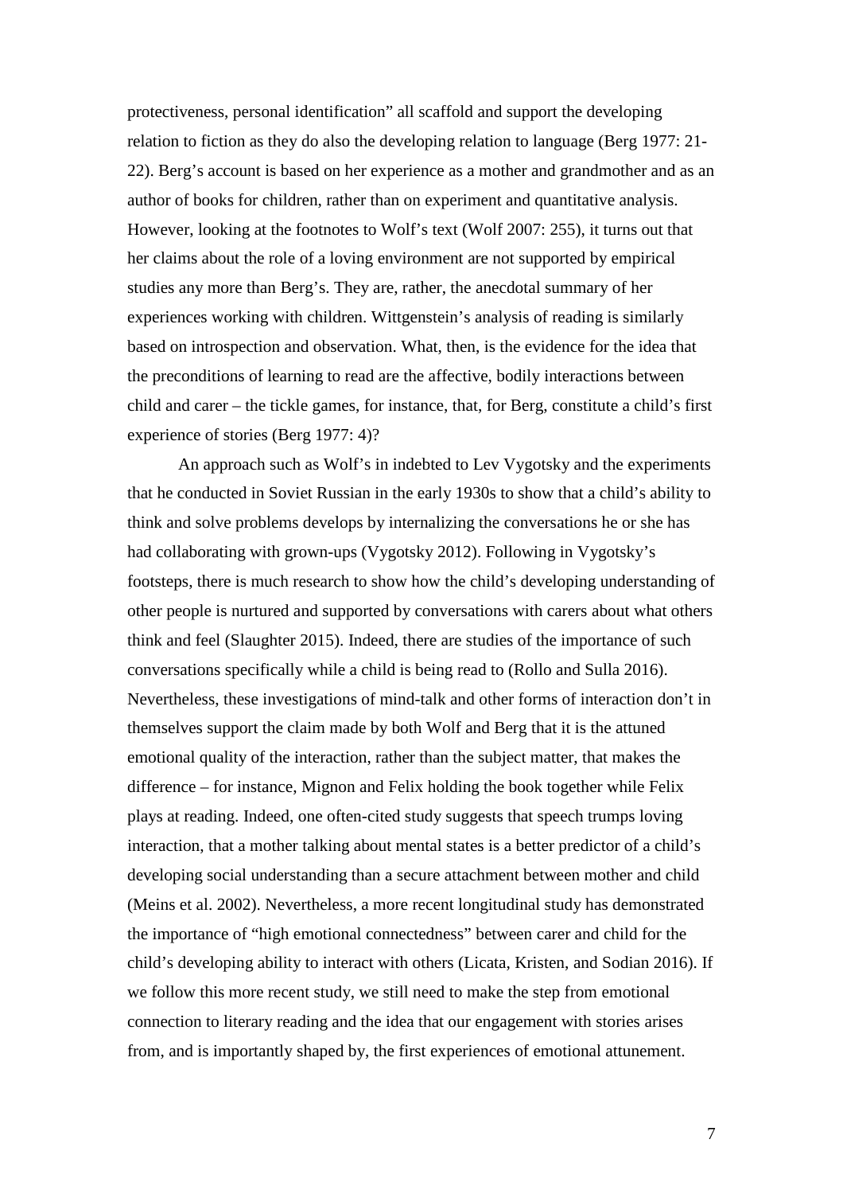protectiveness, personal identification" all scaffold and support the developing relation to fiction as they do also the developing relation to language (Berg 1977: 21-22). Berg's account is based on her experience as a mother and grandmother and as an author of books for children, rather than on experiment and quantitative analysis. However, looking at the footnotes to Wolf's text (Wolf 2007: 255), it turns out that her claims about the role of a loving environment are not supported by empirical studies any more than Berg's. They are, rather, the anecdotal summary of her experiences working with children. Wittgenstein's analysis of reading is similarly based on introspection and observation. What, then, is the evidence for the idea that the preconditions of learning to read are the affective, bodily interactions between child and carer – the tickle games, for instance, that, for Berg, constitute a child's first experience of stories (Berg 1977: 4)?

An approach such as Wolf's in indebted to Lev Vygotsky and the experiments that he conducted in Soviet Russian in the early 1930s to show that a child's ability to think and solve problems develops by internalizing the conversations he or she has had collaborating with grown-ups (Vygotsky 2012). Following in Vygotsky's footsteps, there is much research to show how the child's developing understanding of other people is nurtured and supported by conversations with carers about what others think and feel (Slaughter 2015). Indeed, there are studies of the importance of such conversations specifically while a child is being read to (Rollo and Sulla 2016). Nevertheless, these investigations of mind-talk and other forms of interaction don't in themselves support the claim made by both Wolf and Berg that it is the attuned emotional quality of the interaction, rather than the subject matter, that makes the difference – for instance, Mignon and Felix holding the book together while Felix plays at reading. Indeed, one often-cited study suggests that speech trumps loving interaction, that a mother talking about mental states is a better predictor of a child's developing social understanding than a secure attachment between mother and child (Meins et al. 2002). Nevertheless, a more recent longitudinal study has demonstrated the importance of "high emotional connectedness" between carer and child for the child's developing ability to interact with others (Licata, Kristen, and Sodian 2016). If we follow this more recent study, we still need to make the step from emotional connection to literary reading and the idea that our engagement with stories arises from, and is importantly shaped by, the first experiences of emotional attunement.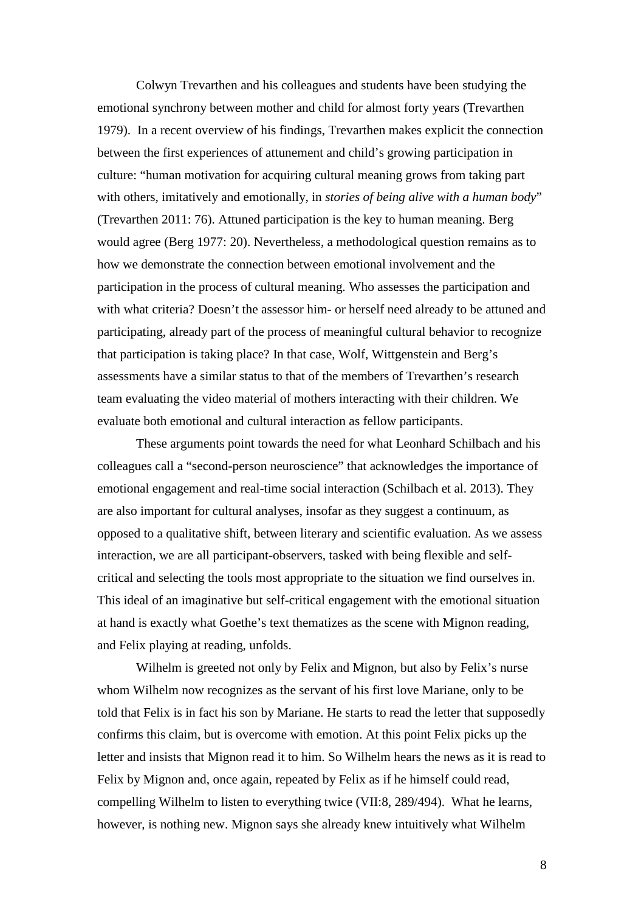Colwyn Trevarthen and his colleagues and students have been studying the emotional synchrony between mother and child for almost forty years (Trevarthen 1979). In a recent overview of his findings, Trevarthen makes explicit the connection between the first experiences of attunement and child's growing participation in culture: "human motivation for acquiring cultural meaning grows from taking part with others, imitatively and emotionally, in *stories of being alive with a human body*" (Trevarthen 2011: 76). Attuned participation is the key to human meaning. Berg would agree (Berg 1977: 20). Nevertheless, a methodological question remains as to how we demonstrate the connection between emotional involvement and the participation in the process of cultural meaning. Who assesses the participation and with what criteria? Doesn't the assessor him- or herself need already to be attuned and participating, already part of the process of meaningful cultural behavior to recognize that participation is taking place? In that case, Wolf, Wittgenstein and Berg's assessments have a similar status to that of the members of Trevarthen's research team evaluating the video material of mothers interacting with their children. We evaluate both emotional and cultural interaction as fellow participants.

These arguments point towards the need for what Leonhard Schilbach and his colleagues call a "second-person neuroscience" that acknowledges the importance of emotional engagement and real-time social interaction (Schilbach et al. 2013). They are also important for cultural analyses, insofar as they suggest a continuum, as opposed to a qualitative shift, between literary and scientific evaluation. As we assess interaction, we are all participant-observers, tasked with being flexible and self-critical and selecting the tools most appropriate to the situation we find ourselves in. This ideal of an imaginative but self-critical engagement with the emotional situation at hand is exactly what Goethe's text thematizes as the scene with Mignon reading, and Felix playing at reading, unfolds.

Wilhelm is greeted not only by Felix and Mignon, but also by Felix's nurse whom Wilhelm now recognizes as the servant of his first love Mariane, only to be told that Felix is in fact his son by Mariane. He starts to read the letter that supposedly confirms this claim, but is overcome with emotion. At this point Felix picks up the letter and insists that Mignon read it to him. So Wilhelm hears the news as it is read to Felix by Mignon and, once again, repeated by Felix as if he himself could read, compelling Wilhelm to listen to everything twice (VII:8, 289/494). What he learns, however, is nothing new. Mignon says she already knew intuitively what Wilhelm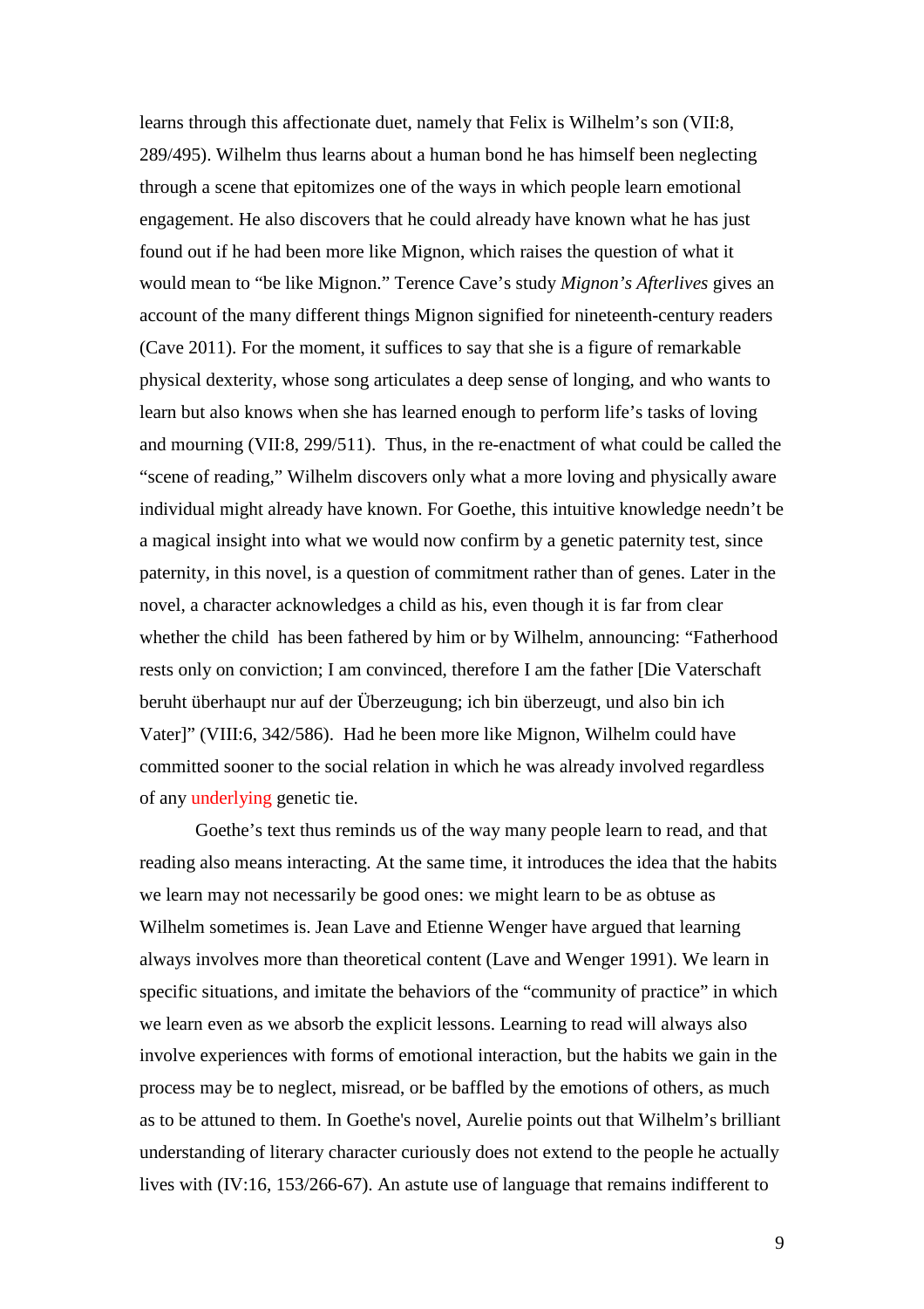learns through this affectionate duet, namely that Felix is Wilhelm's son (VII:8, 289/495). Wilhelm thus learns about a human bond he has himself been neglecting through a scene that epitomizes one of the ways in which people learn emotional engagement. He also discovers that he could already have known what he has just found out if he had been more like Mignon, which raises the question of what it would mean to "be like Mignon." Terence Cave's study *Mignon's Afterlives* gives an account of the many different things Mignon signified for nineteenth-century readers (Cave 2011). For the moment, it suffices to say that she is a figure of remarkable physical dexterity, whose song articulates a deep sense of longing, and who wants to learn but also knows when she has learned enough to perform life's tasks of loving and mourning (VII:8, 299/511). Thus, in the re-enactment of what could be called the "scene of reading," Wilhelm discovers only what a more loving and physically aware individual might already have known. For Goethe, this intuitive knowledge needn't be a magical insight into what we would now confirm by a genetic paternity test, since paternity, in this novel, is a question of commitment rather than of genes. Later in the novel, a character acknowledges a child as his, even though it is far from clear whether the child has been fathered by him or by Wilhelm, announcing: "Fatherhood rests only on conviction; I am convinced, therefore I am the father [Die Vaterschaft beruht überhaupt nur auf der Überzeugung; ich bin überzeugt, und also bin ich Vater]" (VIII:6, 342/586). Had he been more like Mignon, Wilhelm could have committed sooner to the social relation in which he was already involved regardless of any underlying genetic tie.

Goethe's text thus reminds us of the way many people learn to read, and that reading also means interacting. At the same time, it introduces the idea that the habits we learn may not necessarily be good ones: we might learn to be as obtuse as Wilhelm sometimes is. Jean Lave and Etienne Wenger have argued that learning always involves more than theoretical content (Lave and Wenger 1991). We learn in specific situations, and imitate the behaviors of the "community of practice" in which we learn even as we absorb the explicit lessons. Learning to read will always also involve experiences with forms of emotional interaction, but the habits we gain in the process may be to neglect, misread, or be baffled by the emotions of others, as much as to be attuned to them. In Goethe's novel, Aurelie points out that Wilhelm's brilliant understanding of literary character curiously does not extend to the people he actually lives with (IV:16, 153/266-67). An astute use of language that remains indifferent to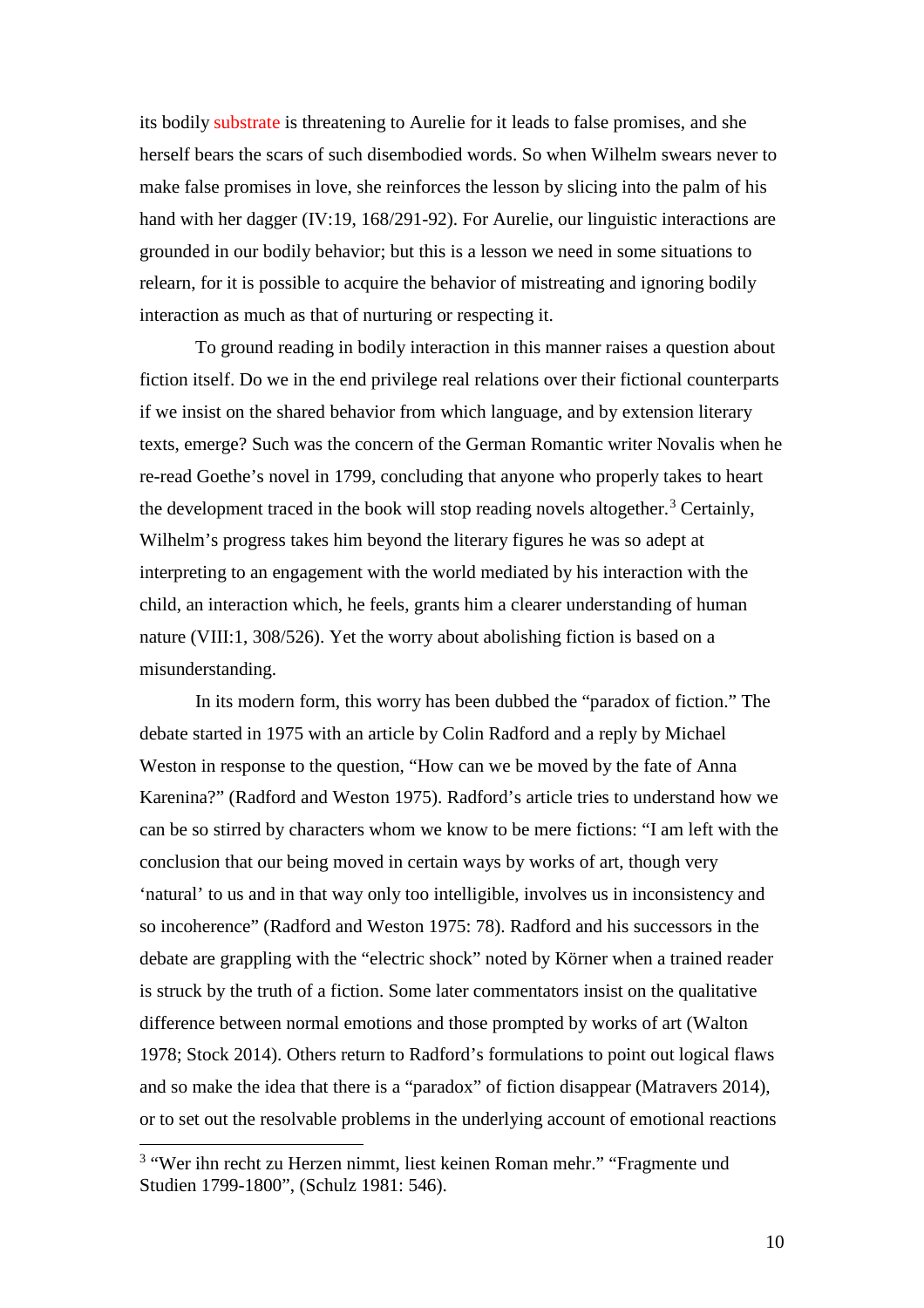its bodily substrate is threatening to Aurelie for it leads to false promises, and she herself bears the scars of such disembodied words. So when Wilhelm swears never to make false promises in love, she reinforces the lesson by slicing into the palm of his hand with her dagger (IV:19, 168/291-92). For Aurelie, our linguistic interactions are grounded in our bodily behavior; but this is a lesson we need in some situations to relearn, for it is possible to acquire the behavior of mistreating and ignoring bodily interaction as much as that of nurturing or respecting it.

To ground reading in bodily interaction in this manner raises a question about fiction itself. Do we in the end privilege real relations over their fictional counterparts if we insist on the shared behavior from which language, and by extension literary texts, emerge? Such was the concern of the German Romantic writer Novalis when he re-read Goethe's novel in 1799, concluding that anyone who properly takes to heart the development traced in the book will stop reading novels altogether.[3] Certainly, Wilhelm's progress takes him beyond the literary figures he was so adept at interpreting to an engagement with the world mediated by his interaction with the child, an interaction which, he feels, grants him a clearer understanding of human nature (VIII:1, 308/526). Yet the worry about abolishing fiction is based on a misunderstanding.

In its modern form, this worry has been dubbed the "paradox of fiction." The debate started in 1975 with an article by Colin Radford and a reply by Michael Weston in response to the question, "How can we be moved by the fate of Anna Karenina?" (Radford and Weston 1975). Radford's article tries to understand how we can be so stirred by characters whom we know to be mere fictions: "I am left with the conclusion that our being moved in certain ways by works of art, though very 'natural' to us and in that way only too intelligible, involves us in inconsistency and so incoherence" (Radford and Weston 1975: 78). Radford and his successors in the debate are grappling with the "electric shock" noted by Körner when a trained reader is struck by the truth of a fiction. Some later commentators insist on the qualitative difference between normal emotions and those prompted by works of art (Walton 1978; Stock 2014). Others return to Radford's formulations to point out logical flaws and so make the idea that there is a "paradox" of fiction disappear (Matravers 2014), or to set out the resolvable problems in the underlying account of emotional reactions

---

[3] "Wer ihn recht zu Herzen nimmt, liest keinen Roman mehr." "Fragmente und Studien 1799-1800", (Schulz 1981: 546).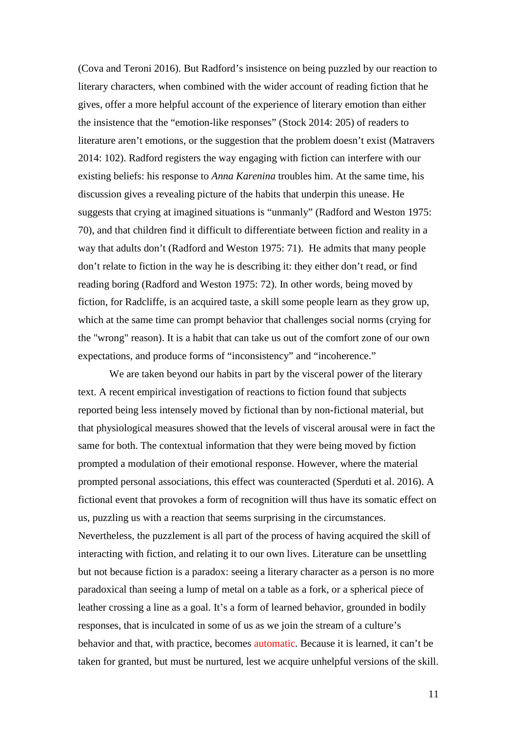(Cova and Teroni 2016). But Radford's insistence on being puzzled by our reaction to literary characters, when combined with the wider account of reading fiction that he gives, offer a more helpful account of the experience of literary emotion than either the insistence that the "emotion-like responses" (Stock 2014: 205) of readers to literature aren't emotions, or the suggestion that the problem doesn't exist (Matravers 2014: 102). Radford registers the way engaging with fiction can interfere with our existing beliefs: his response to *Anna Karenina* troubles him. At the same time, his discussion gives a revealing picture of the habits that underpin this unease. He suggests that crying at imagined situations is "unmanly" (Radford and Weston 1975: 70), and that children find it difficult to differentiate between fiction and reality in a way that adults don't (Radford and Weston 1975: 71). He admits that many people don't relate to fiction in the way he is describing it: they either don't read, or find reading boring (Radford and Weston 1975: 72). In other words, being moved by fiction, for Radcliffe, is an acquired taste, a skill some people learn as they grow up, which at the same time can prompt behavior that challenges social norms (crying for the "wrong" reason). It is a habit that can take us out of the comfort zone of our own expectations, and produce forms of "inconsistency" and "incoherence."

We are taken beyond our habits in part by the visceral power of the literary text. A recent empirical investigation of reactions to fiction found that subjects reported being less intensely moved by fictional than by non-fictional material, but that physiological measures showed that the levels of visceral arousal were in fact the same for both. The contextual information that they were being moved by fiction prompted a modulation of their emotional response. However, where the material prompted personal associations, this effect was counteracted (Sperduti et al. 2016). A fictional event that provokes a form of recognition will thus have its somatic effect on us, puzzling us with a reaction that seems surprising in the circumstances. Nevertheless, the puzzlement is all part of the process of having acquired the skill of interacting with fiction, and relating it to our own lives. Literature can be unsettling but not because fiction is a paradox: seeing a literary character as a person is no more paradoxical than seeing a lump of metal on a table as a fork, or a spherical piece of leather crossing a line as a goal. It's a form of learned behavior, grounded in bodily responses, that is inculcated in some of us as we join the stream of a culture's behavior and that, with practice, becomes automatic. Because it is learned, it can't be taken for granted, but must be nurtured, lest we acquire unhelpful versions of the skill.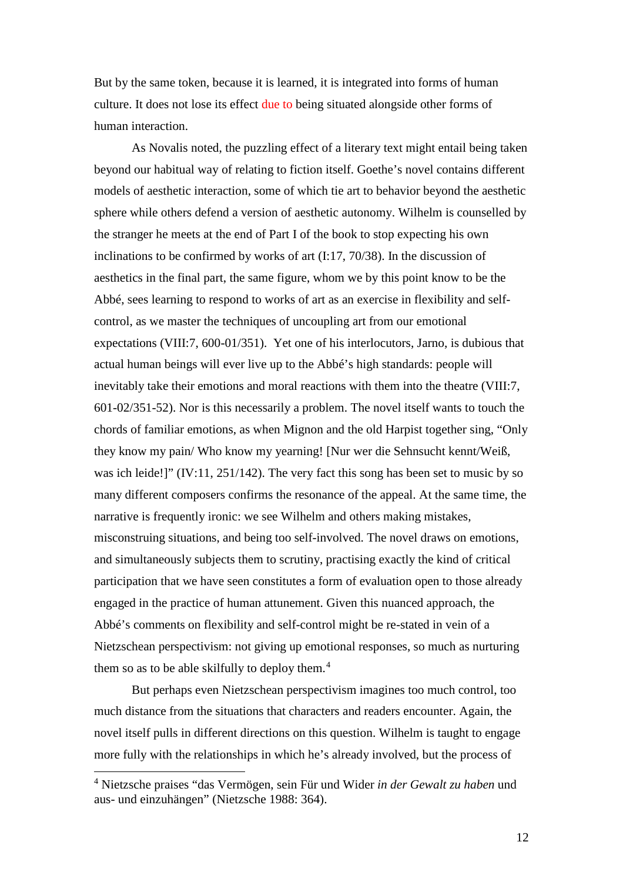But by the same token, because it is learned, it is integrated into forms of human culture. It does not lose its effect due to being situated alongside other forms of human interaction.

As Novalis noted, the puzzling effect of a literary text might entail being taken beyond our habitual way of relating to fiction itself. Goethe's novel contains different models of aesthetic interaction, some of which tie art to behavior beyond the aesthetic sphere while others defend a version of aesthetic autonomy. Wilhelm is counselled by the stranger he meets at the end of Part I of the book to stop expecting his own inclinations to be confirmed by works of art (I:17, 70/38). In the discussion of aesthetics in the final part, the same figure, whom we by this point know to be the Abbé, sees learning to respond to works of art as an exercise in flexibility and self-control, as we master the techniques of uncoupling art from our emotional expectations (VIII:7, 600-01/351). Yet one of his interlocutors, Jarno, is dubious that actual human beings will ever live up to the Abbé's high standards: people will inevitably take their emotions and moral reactions with them into the theatre (VIII:7, 601-02/351-52). Nor is this necessarily a problem. The novel itself wants to touch the chords of familiar emotions, as when Mignon and the old Harpist together sing, "Only they know my pain/ Who know my yearning! [Nur wer die Sehnsucht kennt/Weiß, was ich leide!]" (IV:11, 251/142). The very fact this song has been set to music by so many different composers confirms the resonance of the appeal. At the same time, the narrative is frequently ironic: we see Wilhelm and others making mistakes, misconstruing situations, and being too self-involved. The novel draws on emotions, and simultaneously subjects them to scrutiny, practising exactly the kind of critical participation that we have seen constitutes a form of evaluation open to those already engaged in the practice of human attunement. Given this nuanced approach, the Abbé's comments on flexibility and self-control might be re-stated in vein of a Nietzschean perspectivism: not giving up emotional responses, so much as nurturing them so as to be able skilfully to deploy them.[4]

But perhaps even Nietzschean perspectivism imagines too much control, too much distance from the situations that characters and readers encounter. Again, the novel itself pulls in different directions on this question. Wilhelm is taught to engage more fully with the relationships in which he's already involved, but the process of

[4] Nietzsche praises "das Vermögen, sein Für und Wider *in der Gewalt zu haben* und aus- und einzuhängen" (Nietzsche 1988: 364).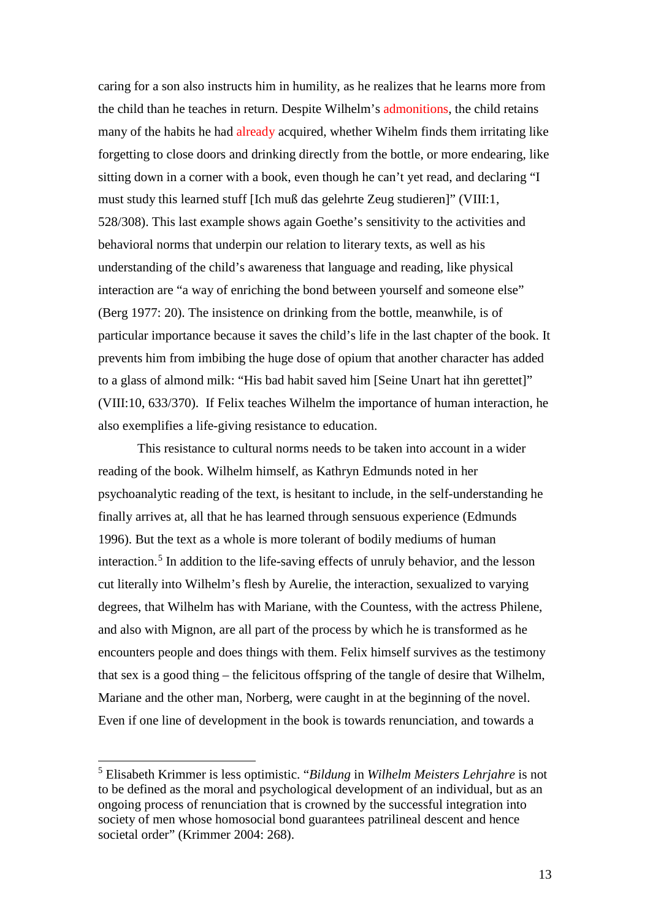caring for a son also instructs him in humility, as he realizes that he learns more from the child than he teaches in return. Despite Wilhelm's admonitions, the child retains many of the habits he had already acquired, whether Wihelm finds them irritating like forgetting to close doors and drinking directly from the bottle, or more endearing, like sitting down in a corner with a book, even though he can't yet read, and declaring "I must study this learned stuff [Ich muß das gelehrte Zeug studieren]" (VIII:1, 528/308). This last example shows again Goethe's sensitivity to the activities and behavioral norms that underpin our relation to literary texts, as well as his understanding of the child's awareness that language and reading, like physical interaction are "a way of enriching the bond between yourself and someone else" (Berg 1977: 20). The insistence on drinking from the bottle, meanwhile, is of particular importance because it saves the child's life in the last chapter of the book. It prevents him from imbibing the huge dose of opium that another character has added to a glass of almond milk: "His bad habit saved him [Seine Unart hat ihn gerettet]" (VIII:10, 633/370). If Felix teaches Wilhelm the importance of human interaction, he also exemplifies a life-giving resistance to education.

This resistance to cultural norms needs to be taken into account in a wider reading of the book. Wilhelm himself, as Kathryn Edmunds noted in her psychoanalytic reading of the text, is hesitant to include, in the self-understanding he finally arrives at, all that he has learned through sensuous experience (Edmunds 1996). But the text as a whole is more tolerant of bodily mediums of human interaction.[5] In addition to the life-saving effects of unruly behavior, and the lesson cut literally into Wilhelm's flesh by Aurelie, the interaction, sexualized to varying degrees, that Wilhelm has with Mariane, with the Countess, with the actress Philene, and also with Mignon, are all part of the process by which he is transformed as he encounters people and does things with them. Felix himself survives as the testimony that sex is a good thing – the felicitous offspring of the tangle of desire that Wilhelm, Mariane and the other man, Norberg, were caught in at the beginning of the novel. Even if one line of development in the book is towards renunciation, and towards a

---

[5] Elisabeth Krimmer is less optimistic. "*Bildung* in *Wilhelm Meisters Lehrjahre* is not to be defined as the moral and psychological development of an individual, but as an ongoing process of renunciation that is crowned by the successful integration into society of men whose homosocial bond guarantees patrilineal descent and hence societal order" (Krimmer 2004: 268).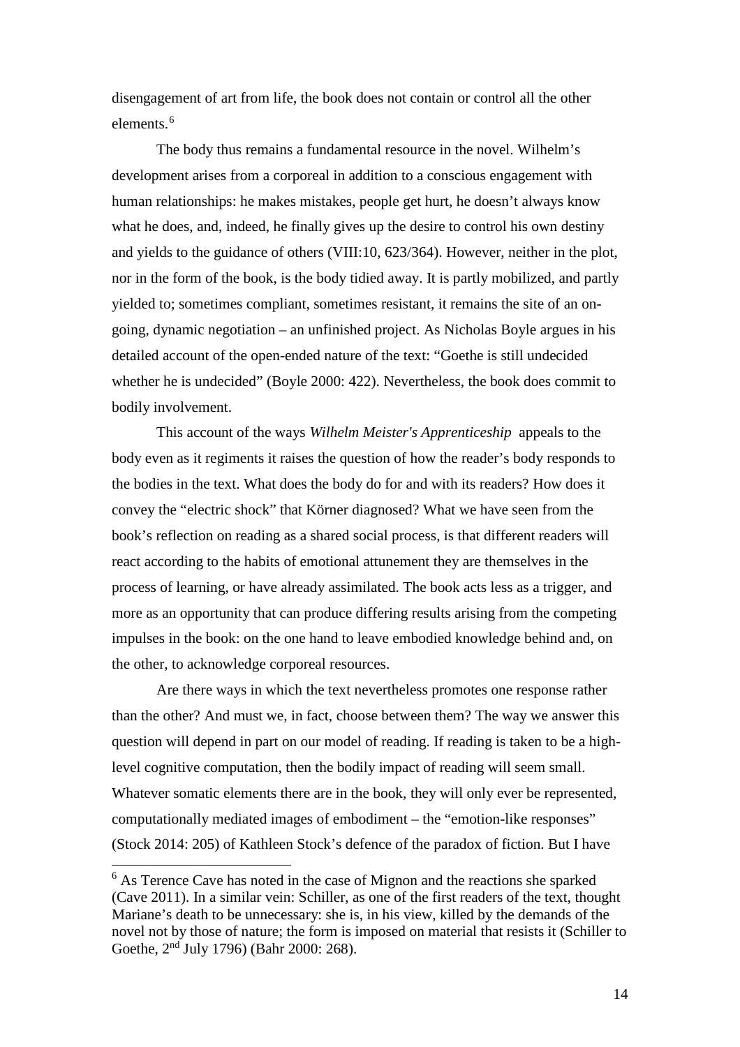disengagement of art from life, the book does not contain or control all the other elements.[6]

The body thus remains a fundamental resource in the novel. Wilhelm's development arises from a corporeal in addition to a conscious engagement with human relationships: he makes mistakes, people get hurt, he doesn't always know what he does, and, indeed, he finally gives up the desire to control his own destiny and yields to the guidance of others (VIII:10, 623/364). However, neither in the plot, nor in the form of the book, is the body tidied away. It is partly mobilized, and partly yielded to; sometimes compliant, sometimes resistant, it remains the site of an on-going, dynamic negotiation – an unfinished project. As Nicholas Boyle argues in his detailed account of the open-ended nature of the text: "Goethe is still undecided whether he is undecided" (Boyle 2000: 422). Nevertheless, the book does commit to bodily involvement.

This account of the ways *Wilhelm Meister's Apprenticeship* appeals to the body even as it regiments it raises the question of how the reader's body responds to the bodies in the text. What does the body do for and with its readers? How does it convey the "electric shock" that Körner diagnosed? What we have seen from the book's reflection on reading as a shared social process, is that different readers will react according to the habits of emotional attunement they are themselves in the process of learning, or have already assimilated. The book acts less as a trigger, and more as an opportunity that can produce differing results arising from the competing impulses in the book: on the one hand to leave embodied knowledge behind and, on the other, to acknowledge corporeal resources.

Are there ways in which the text nevertheless promotes one response rather than the other? And must we, in fact, choose between them? The way we answer this question will depend in part on our model of reading. If reading is taken to be a high-level cognitive computation, then the bodily impact of reading will seem small. Whatever somatic elements there are in the book, they will only ever be represented, computationally mediated images of embodiment – the "emotion-like responses" (Stock 2014: 205) of Kathleen Stock's defence of the paradox of fiction. But I have

---

[6] As Terence Cave has noted in the case of Mignon and the reactions she sparked (Cave 2011). In a similar vein: Schiller, as one of the first readers of the text, thought Mariane's death to be unnecessary: she is, in his view, killed by the demands of the novel not by those of nature; the form is imposed on material that resists it (Schiller to Goethe, 2nd July 1796) (Bahr 2000: 268).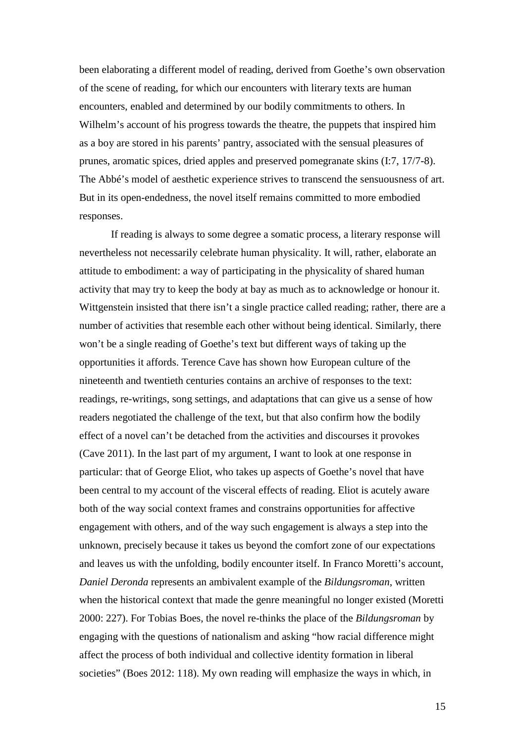been elaborating a different model of reading, derived from Goethe's own observation of the scene of reading, for which our encounters with literary texts are human encounters, enabled and determined by our bodily commitments to others. In Wilhelm's account of his progress towards the theatre, the puppets that inspired him as a boy are stored in his parents' pantry, associated with the sensual pleasures of prunes, aromatic spices, dried apples and preserved pomegranate skins (I:7, 17/7-8). The Abbé's model of aesthetic experience strives to transcend the sensuousness of art. But in its open-endedness, the novel itself remains committed to more embodied responses.

If reading is always to some degree a somatic process, a literary response will nevertheless not necessarily celebrate human physicality. It will, rather, elaborate an attitude to embodiment: a way of participating in the physicality of shared human activity that may try to keep the body at bay as much as to acknowledge or honour it. Wittgenstein insisted that there isn't a single practice called reading; rather, there are a number of activities that resemble each other without being identical. Similarly, there won't be a single reading of Goethe's text but different ways of taking up the opportunities it affords. Terence Cave has shown how European culture of the nineteenth and twentieth centuries contains an archive of responses to the text: readings, re-writings, song settings, and adaptations that can give us a sense of how readers negotiated the challenge of the text, but that also confirm how the bodily effect of a novel can't be detached from the activities and discourses it provokes (Cave 2011). In the last part of my argument, I want to look at one response in particular: that of George Eliot, who takes up aspects of Goethe's novel that have been central to my account of the visceral effects of reading. Eliot is acutely aware both of the way social context frames and constrains opportunities for affective engagement with others, and of the way such engagement is always a step into the unknown, precisely because it takes us beyond the comfort zone of our expectations and leaves us with the unfolding, bodily encounter itself. In Franco Moretti's account, *Daniel Deronda* represents an ambivalent example of the *Bildungsroman*, written when the historical context that made the genre meaningful no longer existed (Moretti 2000: 227). For Tobias Boes, the novel re-thinks the place of the *Bildungsroman* by engaging with the questions of nationalism and asking "how racial difference might affect the process of both individual and collective identity formation in liberal societies" (Boes 2012: 118). My own reading will emphasize the ways in which, in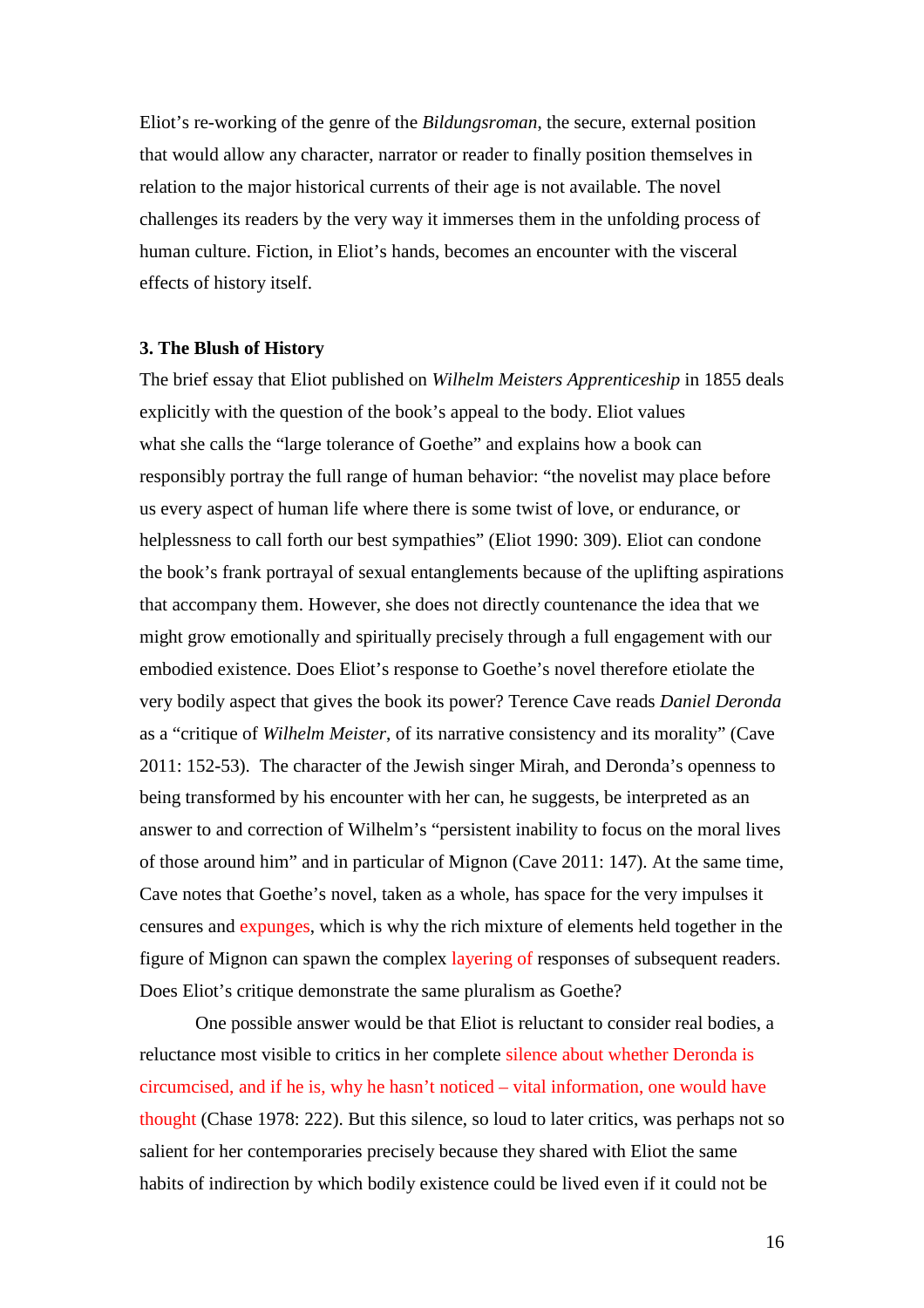Eliot's re-working of the genre of the *Bildungsroman*, the secure, external position that would allow any character, narrator or reader to finally position themselves in relation to the major historical currents of their age is not available. The novel challenges its readers by the very way it immerses them in the unfolding process of human culture. Fiction, in Eliot's hands, becomes an encounter with the visceral effects of history itself.

### 3. The Blush of History

The brief essay that Eliot published on *Wilhelm Meisters Apprenticeship* in 1855 deals explicitly with the question of the book's appeal to the body. Eliot values what she calls the "large tolerance of Goethe" and explains how a book can responsibly portray the full range of human behavior: "the novelist may place before us every aspect of human life where there is some twist of love, or endurance, or helplessness to call forth our best sympathies" (Eliot 1990: 309). Eliot can condone the book's frank portrayal of sexual entanglements because of the uplifting aspirations that accompany them. However, she does not directly countenance the idea that we might grow emotionally and spiritually precisely through a full engagement with our embodied existence. Does Eliot's response to Goethe's novel therefore etiolate the very bodily aspect that gives the book its power? Terence Cave reads *Daniel Deronda* as a "critique of *Wilhelm Meister*, of its narrative consistency and its morality" (Cave 2011: 152-53). The character of the Jewish singer Mirah, and Deronda's openness to being transformed by his encounter with her can, he suggests, be interpreted as an answer to and correction of Wilhelm's "persistent inability to focus on the moral lives of those around him" and in particular of Mignon (Cave 2011: 147). At the same time, Cave notes that Goethe's novel, taken as a whole, has space for the very impulses it censures and expunges, which is why the rich mixture of elements held together in the figure of Mignon can spawn the complex layering of responses of subsequent readers. Does Eliot's critique demonstrate the same pluralism as Goethe?

One possible answer would be that Eliot is reluctant to consider real bodies, a reluctance most visible to critics in her complete silence about whether Deronda is circumcised, and if he is, why he hasn't noticed – vital information, one would have thought (Chase 1978: 222). But this silence, so loud to later critics, was perhaps not so salient for her contemporaries precisely because they shared with Eliot the same habits of indirection by which bodily existence could be lived even if it could not be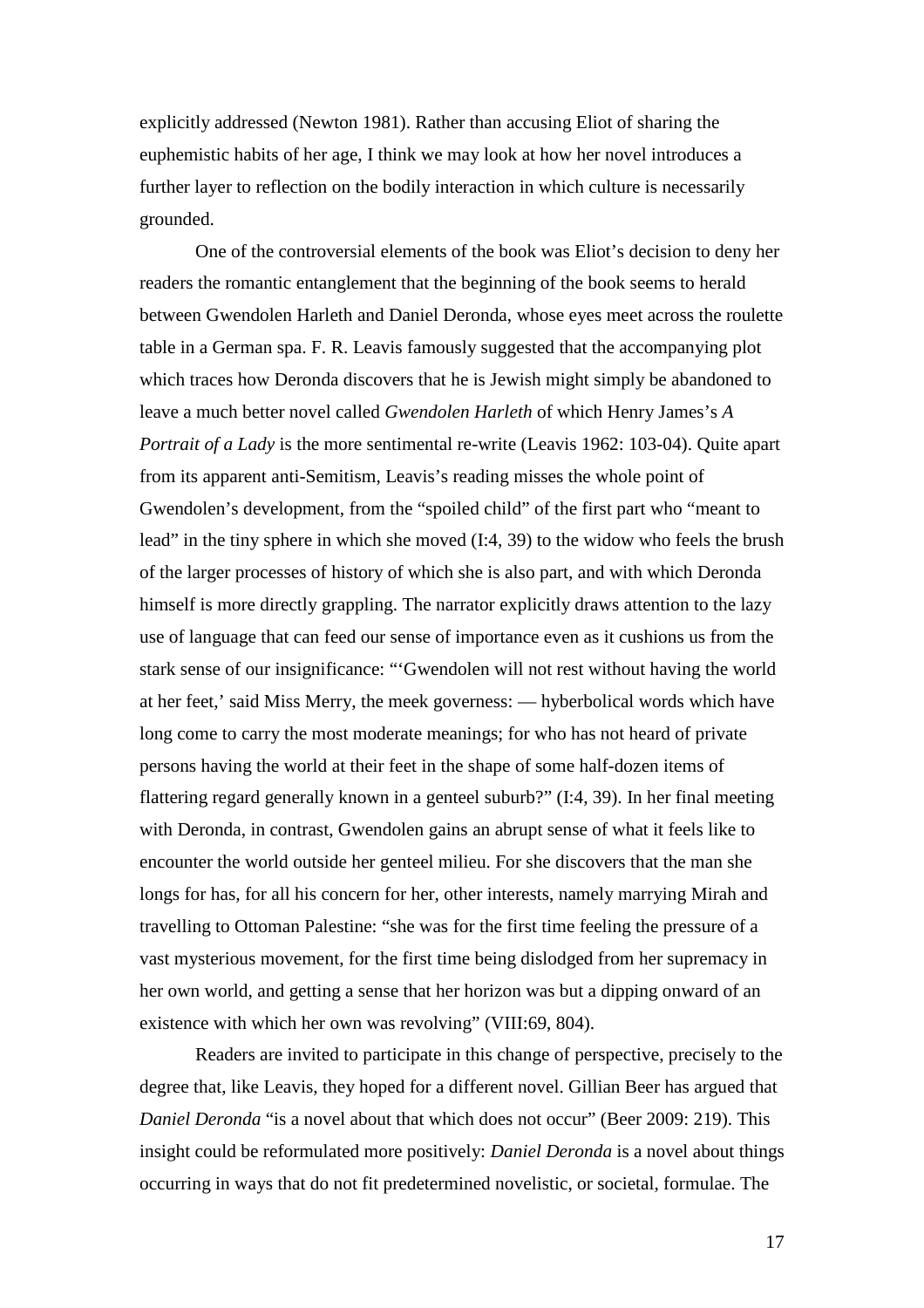explicitly addressed (Newton 1981). Rather than accusing Eliot of sharing the euphemistic habits of her age, I think we may look at how her novel introduces a further layer to reflection on the bodily interaction in which culture is necessarily grounded.

One of the controversial elements of the book was Eliot's decision to deny her readers the romantic entanglement that the beginning of the book seems to herald between Gwendolen Harleth and Daniel Deronda, whose eyes meet across the roulette table in a German spa. F. R. Leavis famously suggested that the accompanying plot which traces how Deronda discovers that he is Jewish might simply be abandoned to leave a much better novel called *Gwendolen Harleth* of which Henry James's *A Portrait of a Lady* is the more sentimental re-write (Leavis 1962: 103-04). Quite apart from its apparent anti-Semitism, Leavis's reading misses the whole point of Gwendolen's development, from the "spoiled child" of the first part who "meant to lead" in the tiny sphere in which she moved (I:4, 39) to the widow who feels the brush of the larger processes of history of which she is also part, and with which Deronda himself is more directly grappling. The narrator explicitly draws attention to the lazy use of language that can feed our sense of importance even as it cushions us from the stark sense of our insignificance: "'Gwendolen will not rest without having the world at her feet,' said Miss Merry, the meek governess: — hyberbolical words which have long come to carry the most moderate meanings; for who has not heard of private persons having the world at their feet in the shape of some half-dozen items of flattering regard generally known in a genteel suburb?" (I:4, 39). In her final meeting with Deronda, in contrast, Gwendolen gains an abrupt sense of what it feels like to encounter the world outside her genteel milieu. For she discovers that the man she longs for has, for all his concern for her, other interests, namely marrying Mirah and travelling to Ottoman Palestine: "she was for the first time feeling the pressure of a vast mysterious movement, for the first time being dislodged from her supremacy in her own world, and getting a sense that her horizon was but a dipping onward of an existence with which her own was revolving" (VIII:69, 804).

Readers are invited to participate in this change of perspective, precisely to the degree that, like Leavis, they hoped for a different novel. Gillian Beer has argued that *Daniel Deronda* "is a novel about that which does not occur" (Beer 2009: 219). This insight could be reformulated more positively: *Daniel Deronda* is a novel about things occurring in ways that do not fit predetermined novelistic, or societal, formulae. The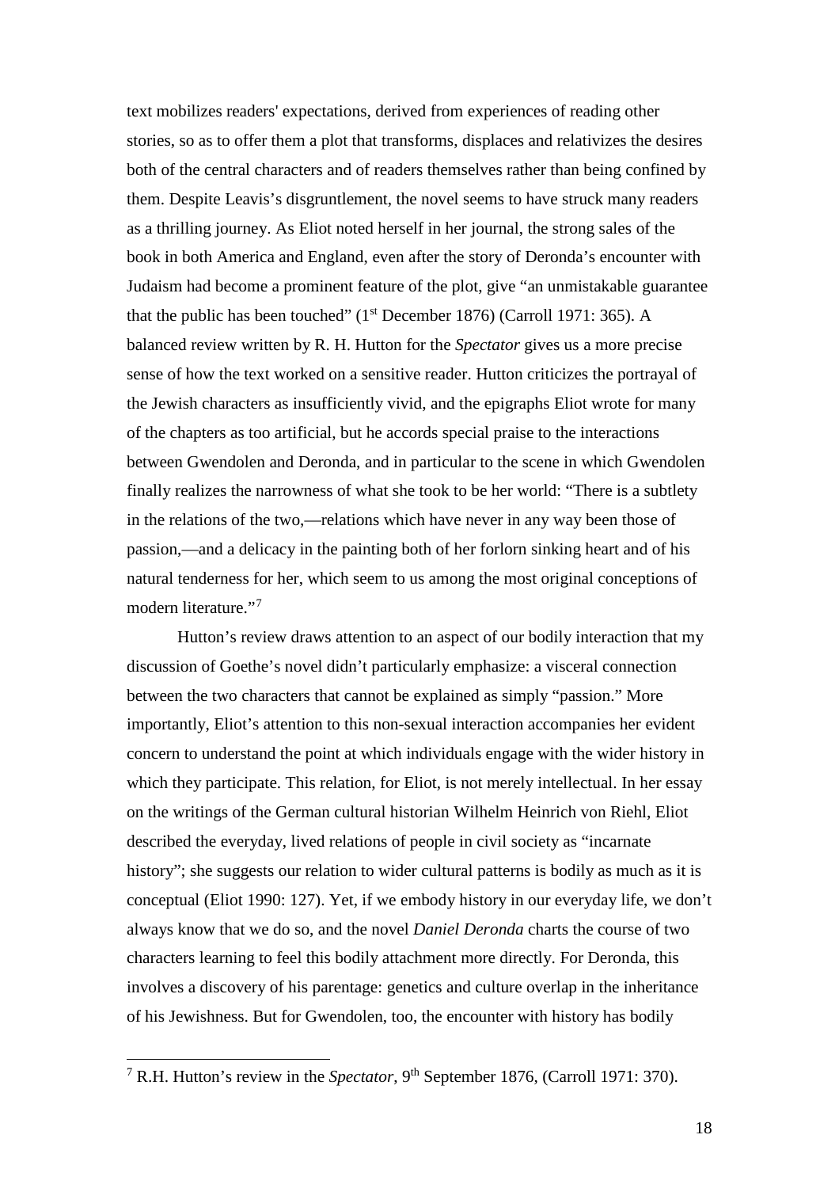text mobilizes readers' expectations, derived from experiences of reading other stories, so as to offer them a plot that transforms, displaces and relativizes the desires both of the central characters and of readers themselves rather than being confined by them. Despite Leavis's disgruntlement, the novel seems to have struck many readers as a thrilling journey. As Eliot noted herself in her journal, the strong sales of the book in both America and England, even after the story of Deronda's encounter with Judaism had become a prominent feature of the plot, give "an unmistakable guarantee that the public has been touched" (1st December 1876) (Carroll 1971: 365). A balanced review written by R. H. Hutton for the *Spectator* gives us a more precise sense of how the text worked on a sensitive reader. Hutton criticizes the portrayal of the Jewish characters as insufficiently vivid, and the epigraphs Eliot wrote for many of the chapters as too artificial, but he accords special praise to the interactions between Gwendolen and Deronda, and in particular to the scene in which Gwendolen finally realizes the narrowness of what she took to be her world: "There is a subtlety in the relations of the two,—relations which have never in any way been those of passion,—and a delicacy in the painting both of her forlorn sinking heart and of his natural tenderness for her, which seem to us among the most original conceptions of modern literature."[7]

Hutton's review draws attention to an aspect of our bodily interaction that my discussion of Goethe's novel didn't particularly emphasize: a visceral connection between the two characters that cannot be explained as simply "passion." More importantly, Eliot's attention to this non-sexual interaction accompanies her evident concern to understand the point at which individuals engage with the wider history in which they participate. This relation, for Eliot, is not merely intellectual. In her essay on the writings of the German cultural historian Wilhelm Heinrich von Riehl, Eliot described the everyday, lived relations of people in civil society as "incarnate history"; she suggests our relation to wider cultural patterns is bodily as much as it is conceptual (Eliot 1990: 127). Yet, if we embody history in our everyday life, we don't always know that we do so, and the novel *Daniel Deronda* charts the course of two characters learning to feel this bodily attachment more directly. For Deronda, this involves a discovery of his parentage: genetics and culture overlap in the inheritance of his Jewishness. But for Gwendolen, too, the encounter with history has bodily

[7] R.H. Hutton's review in the *Spectator*, 9th September 1876, (Carroll 1971: 370).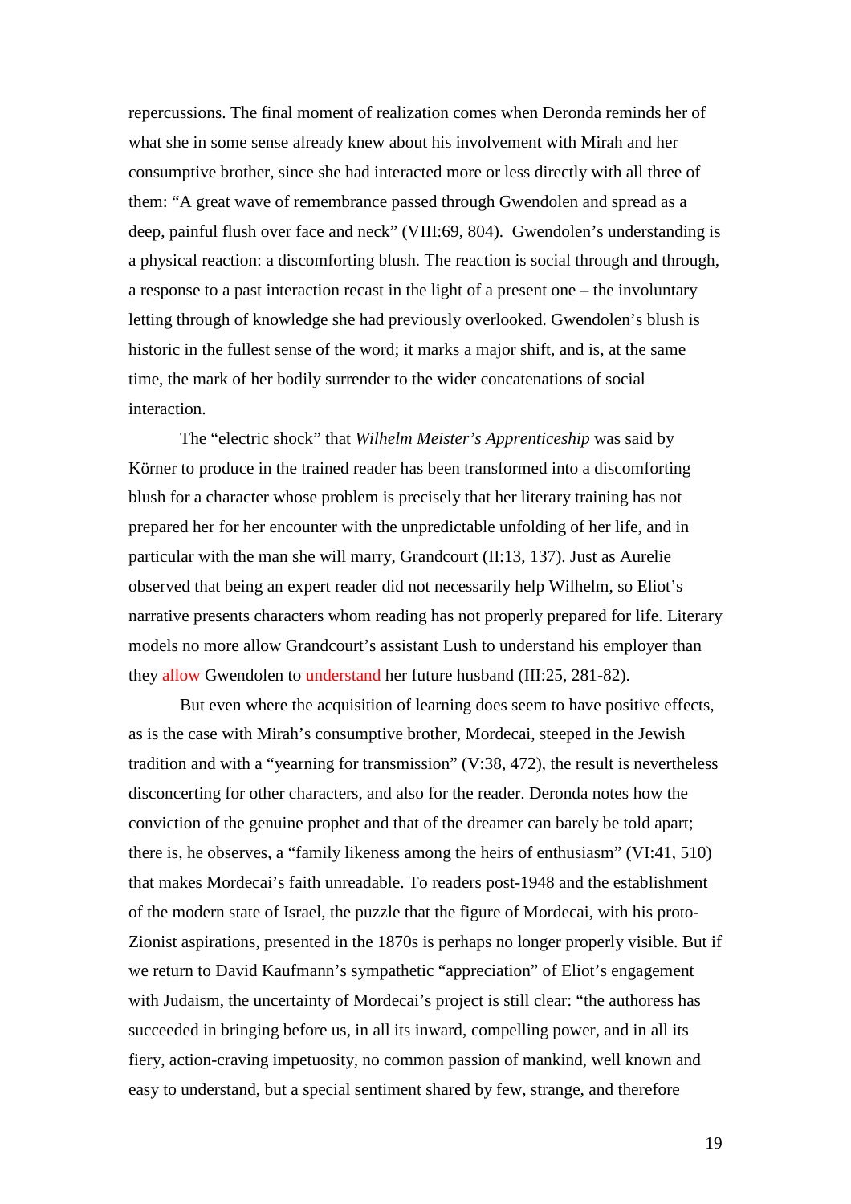repercussions. The final moment of realization comes when Deronda reminds her of what she in some sense already knew about his involvement with Mirah and her consumptive brother, since she had interacted more or less directly with all three of them: "A great wave of remembrance passed through Gwendolen and spread as a deep, painful flush over face and neck" (VIII:69, 804). Gwendolen's understanding is a physical reaction: a discomforting blush. The reaction is social through and through, a response to a past interaction recast in the light of a present one – the involuntary letting through of knowledge she had previously overlooked. Gwendolen's blush is historic in the fullest sense of the word; it marks a major shift, and is, at the same time, the mark of her bodily surrender to the wider concatenations of social interaction.

The "electric shock" that *Wilhelm Meister's Apprenticeship* was said by Körner to produce in the trained reader has been transformed into a discomforting blush for a character whose problem is precisely that her literary training has not prepared her for her encounter with the unpredictable unfolding of her life, and in particular with the man she will marry, Grandcourt (II:13, 137). Just as Aurelie observed that being an expert reader did not necessarily help Wilhelm, so Eliot's narrative presents characters whom reading has not properly prepared for life. Literary models no more allow Grandcourt's assistant Lush to understand his employer than they allow Gwendolen to understand her future husband (III:25, 281-82).

But even where the acquisition of learning does seem to have positive effects, as is the case with Mirah's consumptive brother, Mordecai, steeped in the Jewish tradition and with a "yearning for transmission" (V:38, 472), the result is nevertheless disconcerting for other characters, and also for the reader. Deronda notes how the conviction of the genuine prophet and that of the dreamer can barely be told apart; there is, he observes, a "family likeness among the heirs of enthusiasm" (VI:41, 510) that makes Mordecai's faith unreadable. To readers post-1948 and the establishment of the modern state of Israel, the puzzle that the figure of Mordecai, with his proto-Zionist aspirations, presented in the 1870s is perhaps no longer properly visible. But if we return to David Kaufmann's sympathetic "appreciation" of Eliot's engagement with Judaism, the uncertainty of Mordecai's project is still clear: "the authoress has succeeded in bringing before us, in all its inward, compelling power, and in all its fiery, action-craving impetuosity, no common passion of mankind, well known and easy to understand, but a special sentiment shared by few, strange, and therefore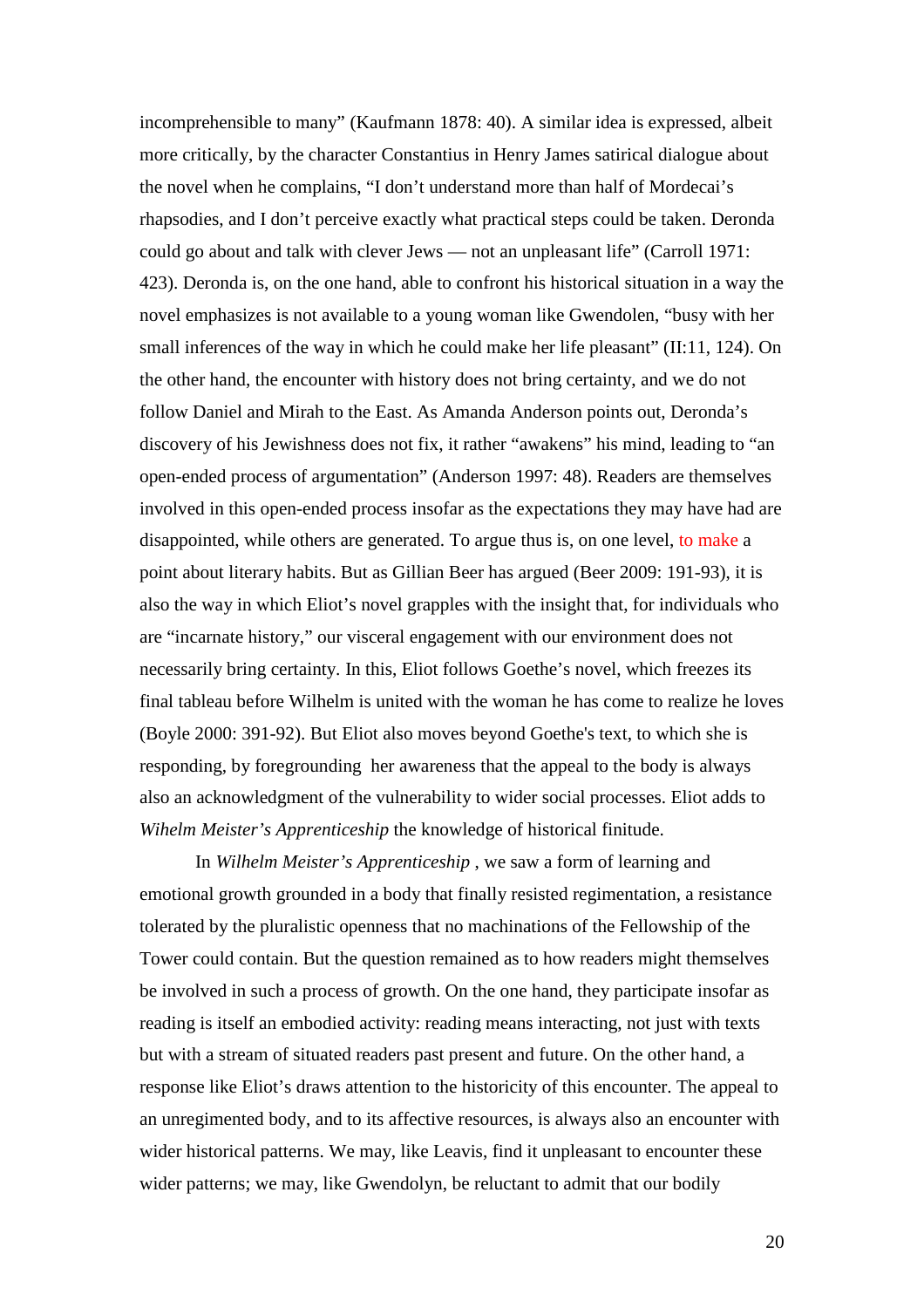incomprehensible to many" (Kaufmann 1878: 40). A similar idea is expressed, albeit more critically, by the character Constantius in Henry James satirical dialogue about the novel when he complains, "I don't understand more than half of Mordecai's rhapsodies, and I don't perceive exactly what practical steps could be taken. Deronda could go about and talk with clever Jews — not an unpleasant life" (Carroll 1971: 423). Deronda is, on the one hand, able to confront his historical situation in a way the novel emphasizes is not available to a young woman like Gwendolen, "busy with her small inferences of the way in which he could make her life pleasant" (II:11, 124). On the other hand, the encounter with history does not bring certainty, and we do not follow Daniel and Mirah to the East. As Amanda Anderson points out, Deronda's discovery of his Jewishness does not fix, it rather "awakens" his mind, leading to "an open-ended process of argumentation" (Anderson 1997: 48). Readers are themselves involved in this open-ended process insofar as the expectations they may have had are disappointed, while others are generated. To argue thus is, on one level, to make a point about literary habits. But as Gillian Beer has argued (Beer 2009: 191-93), it is also the way in which Eliot's novel grapples with the insight that, for individuals who are "incarnate history," our visceral engagement with our environment does not necessarily bring certainty. In this, Eliot follows Goethe's novel, which freezes its final tableau before Wilhelm is united with the woman he has come to realize he loves (Boyle 2000: 391-92). But Eliot also moves beyond Goethe's text, to which she is responding, by foregrounding her awareness that the appeal to the body is always also an acknowledgment of the vulnerability to wider social processes. Eliot adds to *Wihelm Meister's Apprenticeship* the knowledge of historical finitude.

In *Wilhelm Meister's Apprenticeship* , we saw a form of learning and emotional growth grounded in a body that finally resisted regimentation, a resistance tolerated by the pluralistic openness that no machinations of the Fellowship of the Tower could contain. But the question remained as to how readers might themselves be involved in such a process of growth. On the one hand, they participate insofar as reading is itself an embodied activity: reading means interacting, not just with texts but with a stream of situated readers past present and future. On the other hand, a response like Eliot's draws attention to the historicity of this encounter. The appeal to an unregimented body, and to its affective resources, is always also an encounter with wider historical patterns. We may, like Leavis, find it unpleasant to encounter these wider patterns; we may, like Gwendolyn, be reluctant to admit that our bodily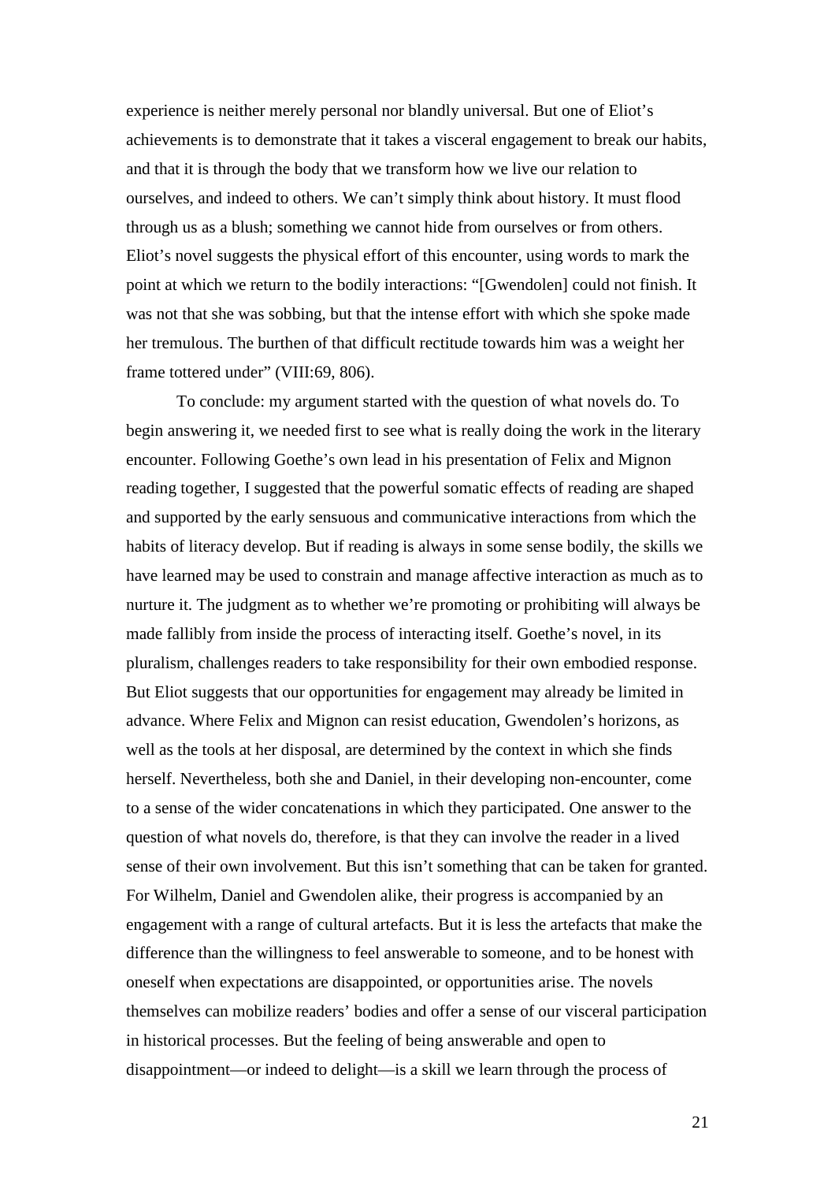experience is neither merely personal nor blandly universal. But one of Eliot's achievements is to demonstrate that it takes a visceral engagement to break our habits, and that it is through the body that we transform how we live our relation to ourselves, and indeed to others. We can't simply think about history. It must flood through us as a blush; something we cannot hide from ourselves or from others. Eliot's novel suggests the physical effort of this encounter, using words to mark the point at which we return to the bodily interactions: "[Gwendolen] could not finish. It was not that she was sobbing, but that the intense effort with which she spoke made her tremulous. The burthen of that difficult rectitude towards him was a weight her frame tottered under" (VIII:69, 806).

To conclude: my argument started with the question of what novels do. To begin answering it, we needed first to see what is really doing the work in the literary encounter. Following Goethe's own lead in his presentation of Felix and Mignon reading together, I suggested that the powerful somatic effects of reading are shaped and supported by the early sensuous and communicative interactions from which the habits of literacy develop. But if reading is always in some sense bodily, the skills we have learned may be used to constrain and manage affective interaction as much as to nurture it. The judgment as to whether we're promoting or prohibiting will always be made fallibly from inside the process of interacting itself. Goethe's novel, in its pluralism, challenges readers to take responsibility for their own embodied response. But Eliot suggests that our opportunities for engagement may already be limited in advance. Where Felix and Mignon can resist education, Gwendolen's horizons, as well as the tools at her disposal, are determined by the context in which she finds herself. Nevertheless, both she and Daniel, in their developing non-encounter, come to a sense of the wider concatenations in which they participated. One answer to the question of what novels do, therefore, is that they can involve the reader in a lived sense of their own involvement. But this isn't something that can be taken for granted. For Wilhelm, Daniel and Gwendolen alike, their progress is accompanied by an engagement with a range of cultural artefacts. But it is less the artefacts that make the difference than the willingness to feel answerable to someone, and to be honest with oneself when expectations are disappointed, or opportunities arise. The novels themselves can mobilize readers' bodies and offer a sense of our visceral participation in historical processes. But the feeling of being answerable and open to disappointment—or indeed to delight—is a skill we learn through the process of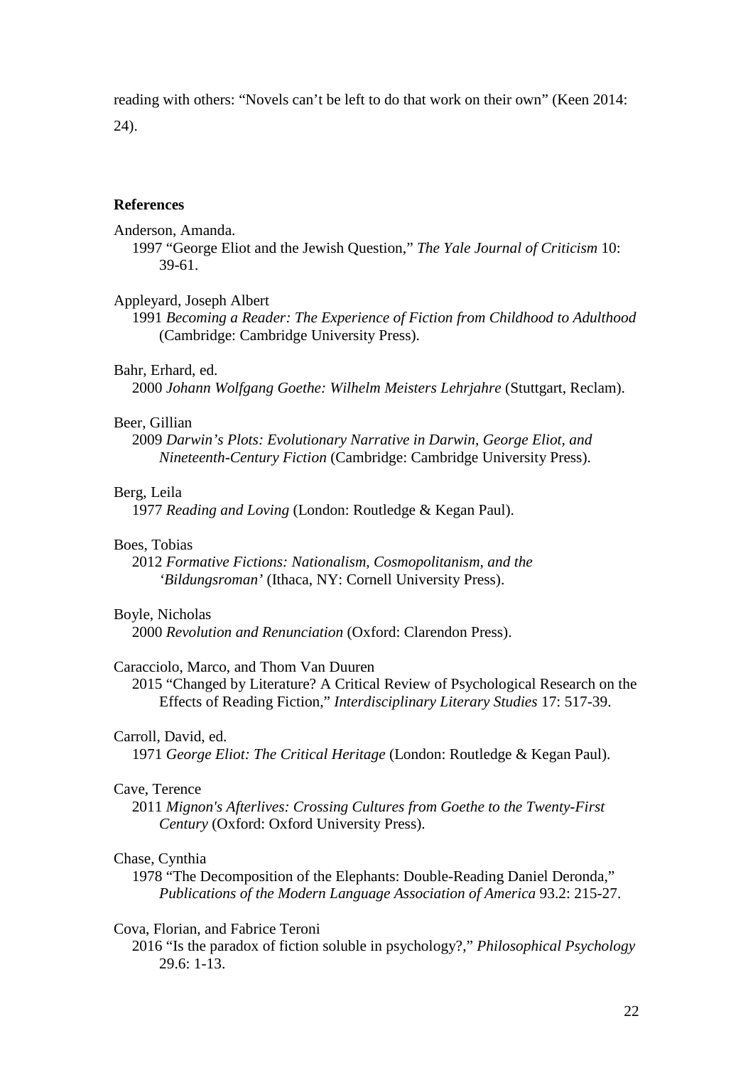reading with others: “Novels can’t be left to do that work on their own” (Keen 2014: 24).

**References**

Anderson, Amanda.
1997 “George Eliot and the Jewish Question,” *The Yale Journal of Criticism* 10: 39-61.

Appleyard, Joseph Albert
1991 *Becoming a Reader: The Experience of Fiction from Childhood to Adulthood* (Cambridge: Cambridge University Press).

Bahr, Erhard, ed.
2000 *Johann Wolfgang Goethe: Wilhelm Meisters Lehrjahre* (Stuttgart, Reclam).

Beer, Gillian
2009 *Darwin’s Plots: Evolutionary Narrative in Darwin, George Eliot, and Nineteenth-Century Fiction* (Cambridge: Cambridge University Press).

Berg, Leila
1977 *Reading and Loving* (London: Routledge & Kegan Paul).

Boes, Tobias
2012 *Formative Fictions: Nationalism, Cosmopolitanism, and the ‘Bildungsroman’* (Ithaca, NY: Cornell University Press).

Boyle, Nicholas
2000 *Revolution and Renunciation* (Oxford: Clarendon Press).

Caracciolo, Marco, and Thom Van Duuren
2015 “Changed by Literature? A Critical Review of Psychological Research on the Effects of Reading Fiction,” *Interdisciplinary Literary Studies* 17: 517-39.

Carroll, David, ed.
1971 *George Eliot: The Critical Heritage* (London: Routledge & Kegan Paul).

Cave, Terence
2011 *Mignon's Afterlives: Crossing Cultures from Goethe to the Twenty-First Century* (Oxford: Oxford University Press).

Chase, Cynthia
1978 “The Decomposition of the Elephants: Double-Reading Daniel Deronda,” *Publications of the Modern Language Association of America* 93.2: 215-27.

Cova, Florian, and Fabrice Teroni
2016 “Is the paradox of fiction soluble in psychology?,” *Philosophical Psychology* 29.6: 1-13.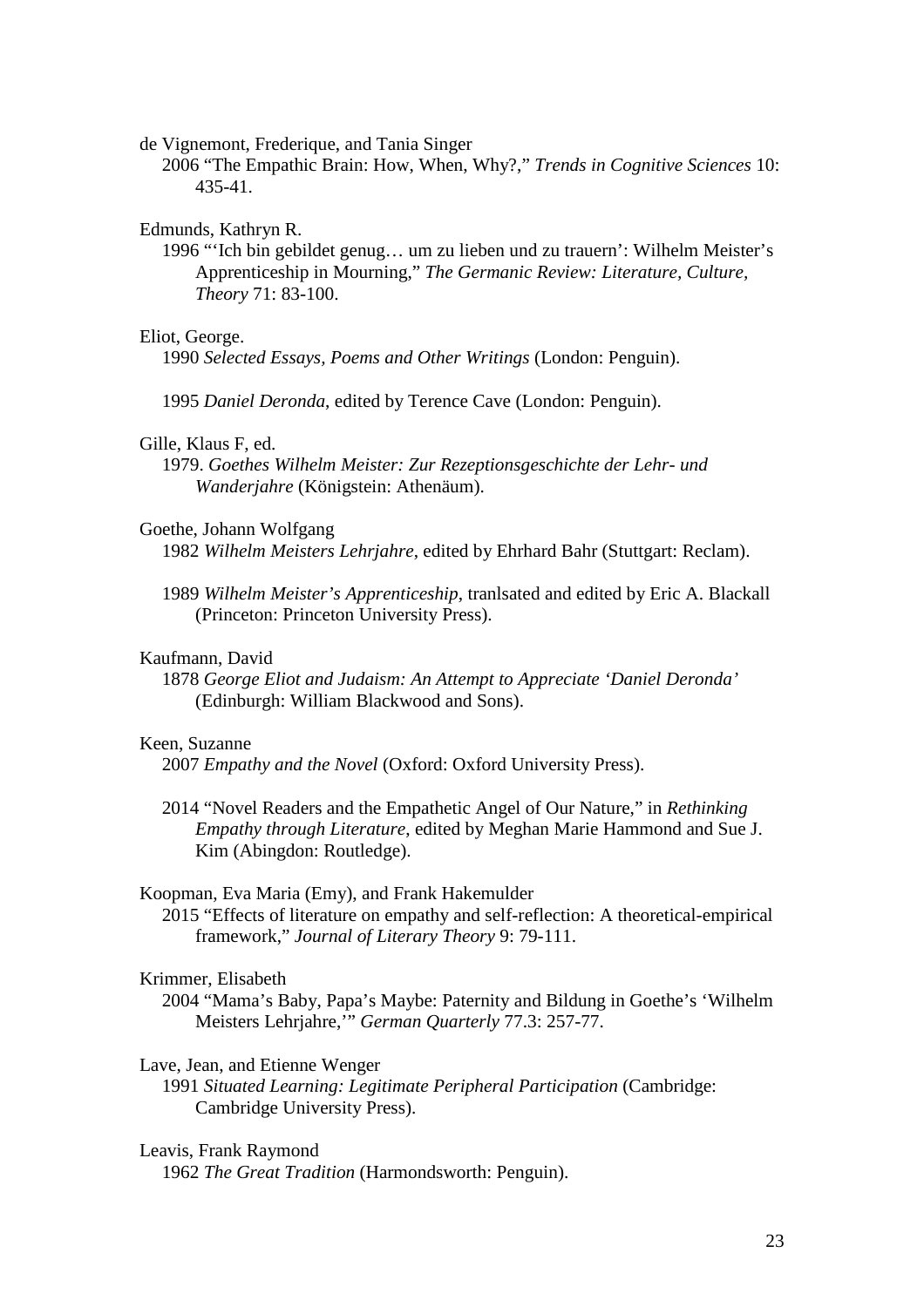de Vignemont, Frederique, and Tania Singer

2006 "The Empathic Brain: How, When, Why?," *Trends in Cognitive Sciences* 10: 435-41.

Edmunds, Kathryn R.

1996 "'Ich bin gebildet genug… um zu lieben und zu trauern': Wilhelm Meister's Apprenticeship in Mourning," *The Germanic Review: Literature, Culture, Theory* 71: 83-100.

Eliot, George.

1990 *Selected Essays, Poems and Other Writings* (London: Penguin).

1995 *Daniel Deronda*, edited by Terence Cave (London: Penguin).

Gille, Klaus F, ed.

1979. *Goethes Wilhelm Meister: Zur Rezeptionsgeschichte der Lehr- und Wanderjahre* (Königstein: Athenäum).

Goethe, Johann Wolfgang

1982 *Wilhelm Meisters Lehrjahre*, edited by Ehrhard Bahr (Stuttgart: Reclam).

1989 *Wilhelm Meister's Apprenticeship*, tranlsated and edited by Eric A. Blackall (Princeton: Princeton University Press).

Kaufmann, David

1878 *George Eliot and Judaism: An Attempt to Appreciate 'Daniel Deronda'* (Edinburgh: William Blackwood and Sons).

Keen, Suzanne

2007 *Empathy and the Novel* (Oxford: Oxford University Press).

2014 "Novel Readers and the Empathetic Angel of Our Nature," in *Rethinking Empathy through Literature*, edited by Meghan Marie Hammond and Sue J. Kim (Abingdon: Routledge).

Koopman, Eva Maria (Emy), and Frank Hakemulder

2015 "Effects of literature on empathy and self-reflection: A theoretical-empirical framework," *Journal of Literary Theory* 9: 79-111.

Krimmer, Elisabeth

2004 "Mama's Baby, Papa's Maybe: Paternity and Bildung in Goethe's 'Wilhelm Meisters Lehrjahre,'" *German Quarterly* 77.3: 257-77.

Lave, Jean, and Etienne Wenger

1991 *Situated Learning: Legitimate Peripheral Participation* (Cambridge: Cambridge University Press).

Leavis, Frank Raymond

1962 *The Great Tradition* (Harmondsworth: Penguin).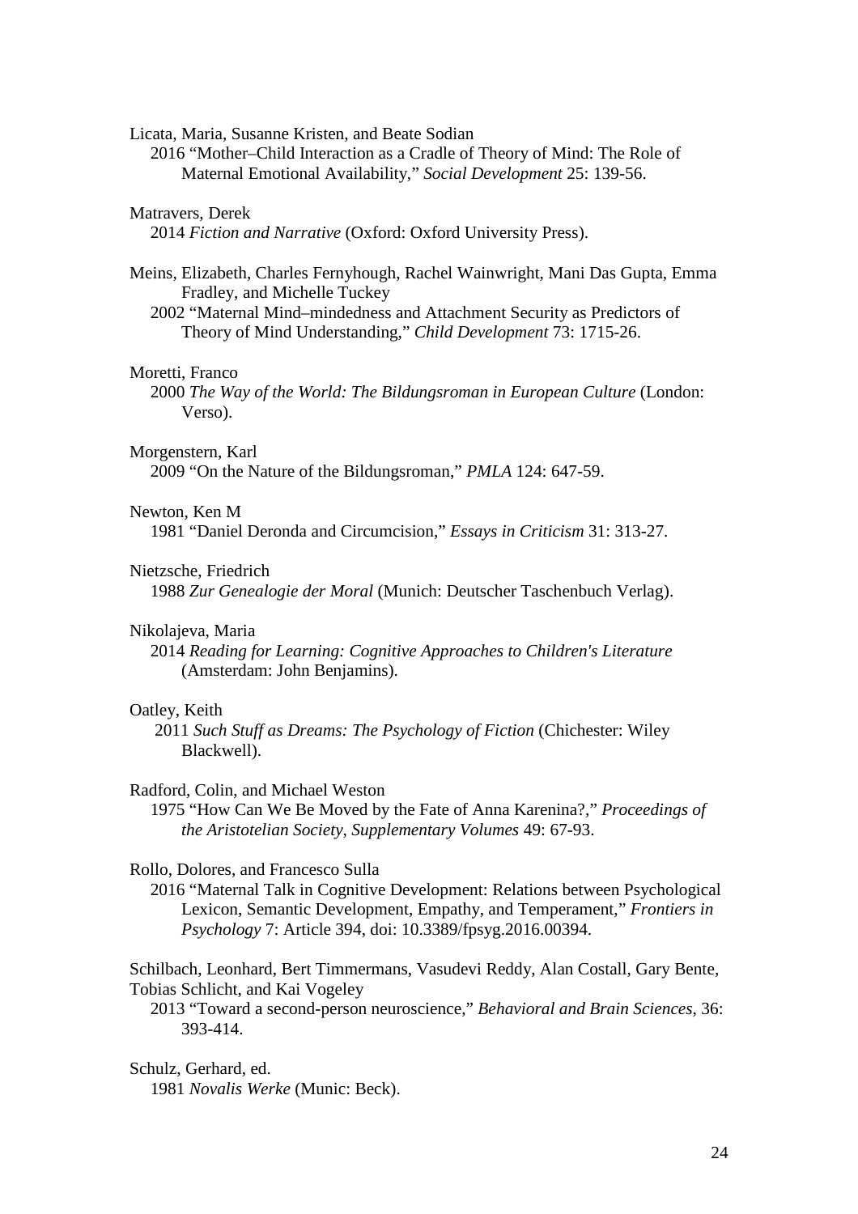Licata, Maria, Susanne Kristen, and Beate Sodian
2016 "Mother–Child Interaction as a Cradle of Theory of Mind: The Role of Maternal Emotional Availability," *Social Development* 25: 139-56.

Matravers, Derek
2014 *Fiction and Narrative* (Oxford: Oxford University Press).

Meins, Elizabeth, Charles Fernyhough, Rachel Wainwright, Mani Das Gupta, Emma Fradley, and Michelle Tuckey
2002 "Maternal Mind–mindedness and Attachment Security as Predictors of Theory of Mind Understanding," *Child Development* 73: 1715-26.

Moretti, Franco
2000 *The Way of the World: The Bildungsroman in European Culture* (London: Verso).

Morgenstern, Karl
2009 "On the Nature of the Bildungsroman," *PMLA* 124: 647-59.

Newton, Ken M
1981 "Daniel Deronda and Circumcision," *Essays in Criticism* 31: 313-27.

Nietzsche, Friedrich
1988 *Zur Genealogie der Moral* (Munich: Deutscher Taschenbuch Verlag).

Nikolajeva, Maria
2014 *Reading for Learning: Cognitive Approaches to Children's Literature* (Amsterdam: John Benjamins).

Oatley, Keith
2011 *Such Stuff as Dreams: The Psychology of Fiction* (Chichester: Wiley Blackwell).

Radford, Colin, and Michael Weston
1975 "How Can We Be Moved by the Fate of Anna Karenina?," *Proceedings of the Aristotelian Society, Supplementary Volumes* 49: 67-93.

Rollo, Dolores, and Francesco Sulla
2016 "Maternal Talk in Cognitive Development: Relations between Psychological Lexicon, Semantic Development, Empathy, and Temperament," *Frontiers in Psychology* 7: Article 394, doi: 10.3389/fpsyg.2016.00394.

Schilbach, Leonhard, Bert Timmermans, Vasudevi Reddy, Alan Costall, Gary Bente, Tobias Schlicht, and Kai Vogeley
2013 "Toward a second-person neuroscience," *Behavioral and Brain Sciences*, 36: 393-414.

Schulz, Gerhard, ed.
1981 *Novalis Werke* (Munic: Beck).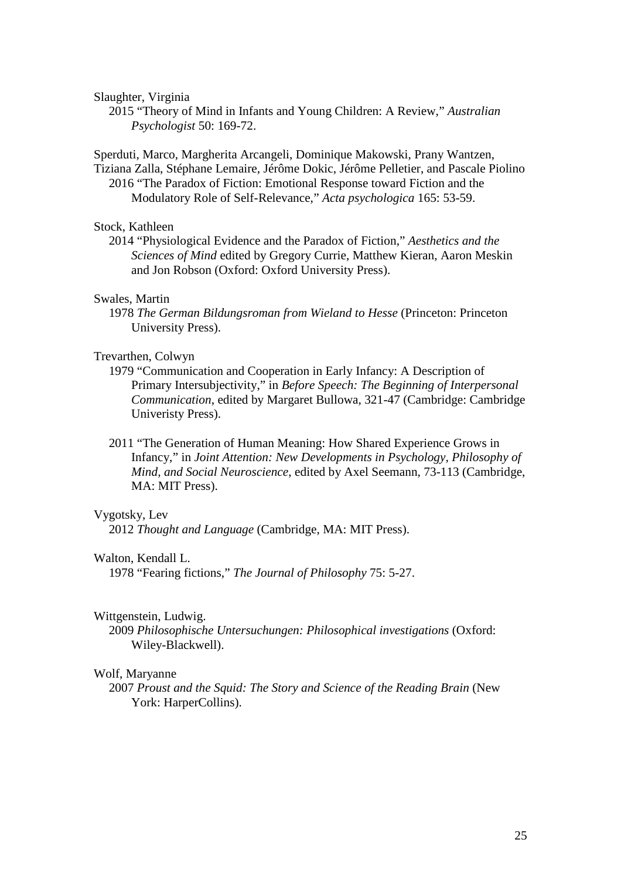Slaughter, Virginia
2015 "Theory of Mind in Infants and Young Children: A Review," *Australian Psychologist* 50: 169-72.

Sperduti, Marco, Margherita Arcangeli, Dominique Makowski, Prany Wantzen, Tiziana Zalla, Stéphane Lemaire, Jérôme Dokic, Jérôme Pelletier, and Pascale Piolino
2016 "The Paradox of Fiction: Emotional Response toward Fiction and the Modulatory Role of Self-Relevance," *Acta psychologica* 165: 53-59.

Stock, Kathleen
2014 "Physiological Evidence and the Paradox of Fiction," *Aesthetics and the Sciences of Mind* edited by Gregory Currie, Matthew Kieran, Aaron Meskin and Jon Robson (Oxford: Oxford University Press).

Swales, Martin
1978 *The German Bildungsroman from Wieland to Hesse* (Princeton: Princeton University Press).

Trevarthen, Colwyn
1979 "Communication and Cooperation in Early Infancy: A Description of Primary Intersubjectivity," in *Before Speech: The Beginning of Interpersonal Communication*, edited by Margaret Bullowa, 321-47 (Cambridge: Cambridge Univeristy Press).

2011 "The Generation of Human Meaning: How Shared Experience Grows in Infancy," in *Joint Attention: New Developments in Psychology, Philosophy of Mind, and Social Neuroscience*, edited by Axel Seemann, 73-113 (Cambridge, MA: MIT Press).

Vygotsky, Lev
2012 *Thought and Language* (Cambridge, MA: MIT Press).

Walton, Kendall L.
1978 "Fearing fictions," *The Journal of Philosophy* 75: 5-27.

Wittgenstein, Ludwig.
2009 *Philosophische Untersuchungen: Philosophical investigations* (Oxford: Wiley-Blackwell).

Wolf, Maryanne
2007 *Proust and the Squid: The Story and Science of the Reading Brain* (New York: HarperCollins).